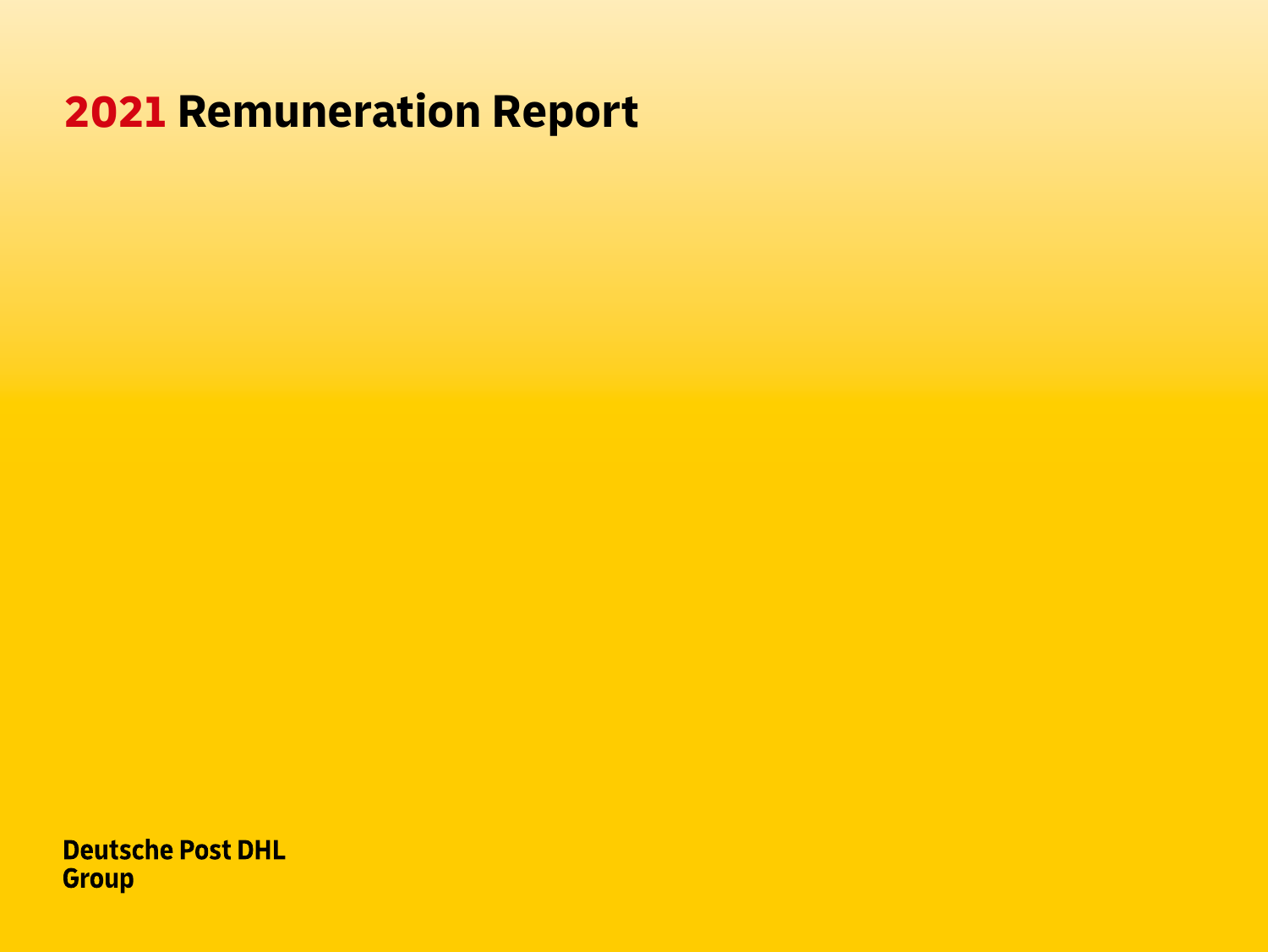# 2021 Remuneration Report

Deutsche Post DHL
Group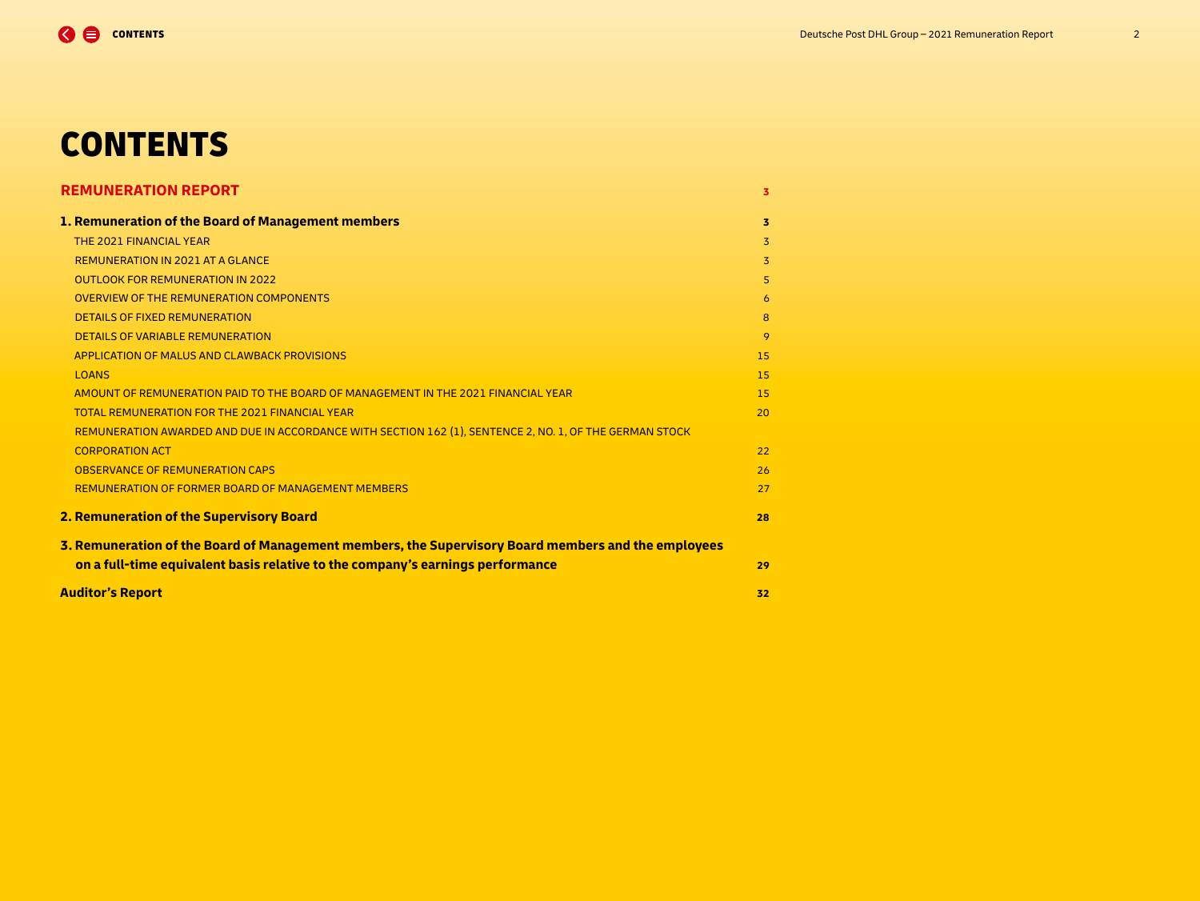# CONTENTS

| | |
|---|---|
| **REMUNERATION REPORT** | **3** |
| **1. Remuneration of the Board of Management members** | **3** |
| THE 2021 FINANCIAL YEAR | 3 |
| REMUNERATION IN 2021 AT A GLANCE | 3 |
| OUTLOOK FOR REMUNERATION IN 2022 | 5 |
| OVERVIEW OF THE REMUNERATION COMPONENTS | 6 |
| DETAILS OF FIXED REMUNERATION | 8 |
| DETAILS OF VARIABLE REMUNERATION | 9 |
| APPLICATION OF MALUS AND CLAWBACK PROVISIONS | 15 |
| LOANS | 15 |
| AMOUNT OF REMUNERATION PAID TO THE BOARD OF MANAGEMENT IN THE 2021 FINANCIAL YEAR | 15 |
| TOTAL REMUNERATION FOR THE 2021 FINANCIAL YEAR | 20 |
| REMUNERATION AWARDED AND DUE IN ACCORDANCE WITH SECTION 162 (1), SENTENCE 2, NO. 1, OF THE GERMAN STOCK CORPORATION ACT | 22 |
| OBSERVANCE OF REMUNERATION CAPS | 26 |
| REMUNERATION OF FORMER BOARD OF MANAGEMENT MEMBERS | 27 |
| **2. Remuneration of the Supervisory Board** | **28** |
| **3. Remuneration of the Board of Management members, the Supervisory Board members and the employees on a full-time equivalent basis relative to the company's earnings performance** | **29** |
| **Auditor's Report** | **32** |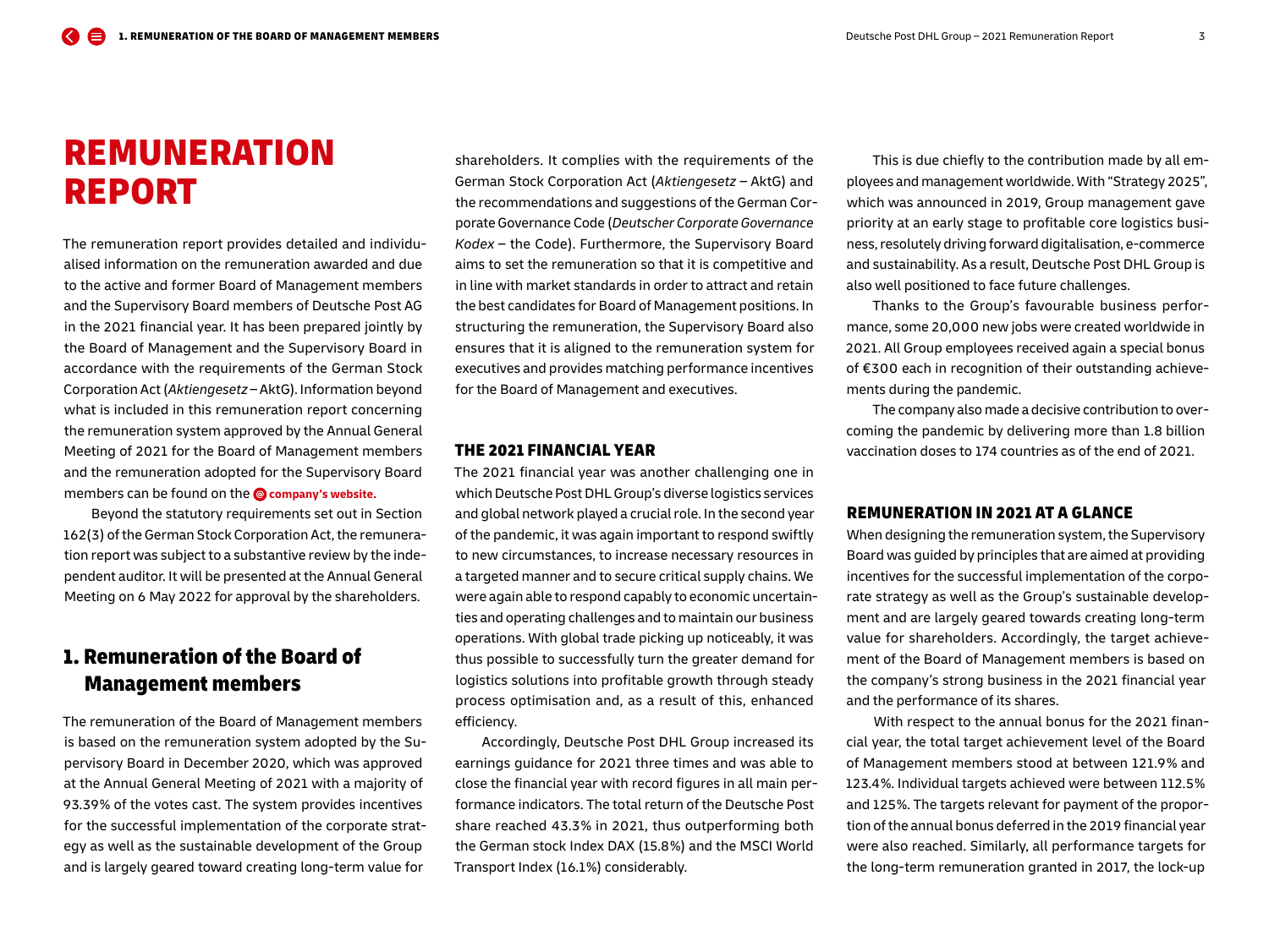# REMUNERATION REPORT

The remuneration report provides detailed and individualised information on the remuneration awarded and due to the active and former Board of Management members and the Supervisory Board members of Deutsche Post AG in the 2021 financial year. It has been prepared jointly by the Board of Management and the Supervisory Board in accordance with the requirements of the German Stock Corporation Act (*Aktiengesetz* – AktG). Information beyond what is included in this remuneration report concerning the remuneration system approved by the Annual General Meeting of 2021 for the Board of Management members and the remuneration adopted for the Supervisory Board members can be found on the **company's website.**

Beyond the statutory requirements set out in Section 162(3) of the German Stock Corporation Act, the remuneration report was subject to a substantive review by the independent auditor. It will be presented at the Annual General Meeting on 6 May 2022 for approval by the shareholders.

## 1. Remuneration of the Board of Management members

The remuneration of the Board of Management members is based on the remuneration system adopted by the Supervisory Board in December 2020, which was approved at the Annual General Meeting of 2021 with a majority of 93.39% of the votes cast. The system provides incentives for the successful implementation of the corporate strategy as well as the sustainable development of the Group and is largely geared toward creating long-term value for shareholders. It complies with the requirements of the German Stock Corporation Act (*Aktiengesetz* – AktG) and the recommendations and suggestions of the German Corporate Governance Code (*Deutscher Corporate Governance Kodex* – the Code). Furthermore, the Supervisory Board aims to set the remuneration so that it is competitive and in line with market standards in order to attract and retain the best candidates for Board of Management positions. In structuring the remuneration, the Supervisory Board also ensures that it is aligned to the remuneration system for executives and provides matching performance incentives for the Board of Management and executives.

### THE 2021 FINANCIAL YEAR

The 2021 financial year was another challenging one in which Deutsche Post DHL Group's diverse logistics services and global network played a crucial role. In the second year of the pandemic, it was again important to respond swiftly to new circumstances, to increase necessary resources in a targeted manner and to secure critical supply chains. We were again able to respond capably to economic uncertainties and operating challenges and to maintain our business operations. With global trade picking up noticeably, it was thus possible to successfully turn the greater demand for logistics solutions into profitable growth through steady process optimisation and, as a result of this, enhanced efficiency.

Accordingly, Deutsche Post DHL Group increased its earnings guidance for 2021 three times and was able to close the financial year with record figures in all main performance indicators. The total return of the Deutsche Post share reached 43.3% in 2021, thus outperforming both the German stock Index DAX (15.8%) and the MSCI World Transport Index (16.1%) considerably.

This is due chiefly to the contribution made by all employees and management worldwide. With "Strategy 2025", which was announced in 2019, Group management gave priority at an early stage to profitable core logistics business, resolutely driving forward digitalisation, e-commerce and sustainability. As a result, Deutsche Post DHL Group is also well positioned to face future challenges.

Thanks to the Group's favourable business performance, some 20,000 new jobs were created worldwide in 2021. All Group employees received again a special bonus of €300 each in recognition of their outstanding achievements during the pandemic.

The company also made a decisive contribution to overcoming the pandemic by delivering more than 1.8 billion vaccination doses to 174 countries as of the end of 2021.

### REMUNERATION IN 2021 AT A GLANCE

When designing the remuneration system, the Supervisory Board was guided by principles that are aimed at providing incentives for the successful implementation of the corporate strategy as well as the Group's sustainable development and are largely geared towards creating long-term value for shareholders. Accordingly, the target achievement of the Board of Management members is based on the company's strong business in the 2021 financial year and the performance of its shares.

With respect to the annual bonus for the 2021 financial year, the total target achievement level of the Board of Management members stood at between 121.9% and 123.4%. Individual targets achieved were between 112.5% and 125%. The targets relevant for payment of the proportion of the annual bonus deferred in the 2019 financial year were also reached. Similarly, all performance targets for the long-term remuneration granted in 2017, the lock-up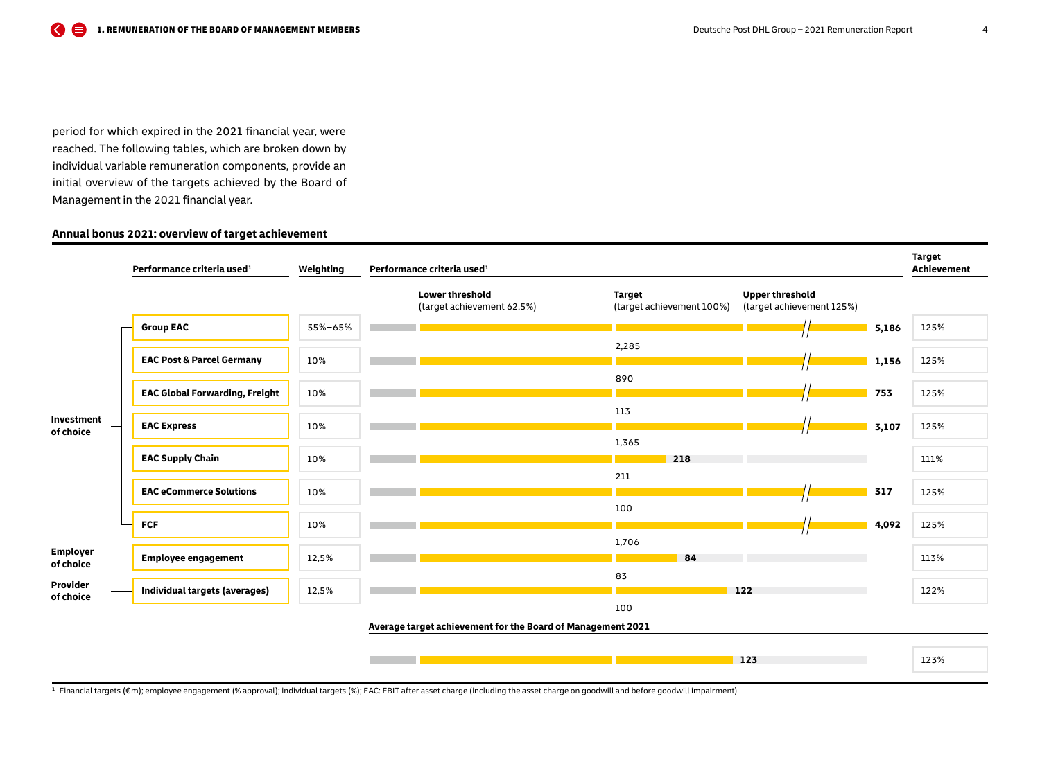period for which expired in the 2021 financial year, were reached. The following tables, which are broken down by individual variable remuneration components, provide an initial overview of the targets achieved by the Board of Management in the 2021 financial year.

**Annual bonus 2021: overview of target achievement**

| | Performance criteria used[1] | Weighting | Lower threshold (target achievement 62.5%) | Target (target achievement 100%) | Upper threshold (target achievement 125%) | Actual | Target Achievement |
|---|---|---|---|---|---|---|---|
| Investment of choice | Group EAC | 55%–65% | | 2,285 | | 5,186 | 125% |
| | EAC Post & Parcel Germany | 10% | | 890 | | 1,156 | 125% |
| | EAC Global Forwarding, Freight | 10% | | 113 | | 753 | 125% |
| | EAC Express | 10% | | 1,365 | | 3,107 | 125% |
| | EAC Supply Chain | 10% | | 211 | | 218 | 111% |
| | EAC eCommerce Solutions | 10% | | 100 | | 317 | 125% |
| | FCF | 10% | | 1,706 | | 4,092 | 125% |
| Employer of choice | Employee engagement | 12,5% | | 83 | | 84 | 113% |
| Provider of choice | Individual targets (averages) | 12,5% | | 100 | | 122 | 122% |
| | **Average target achievement for the Board of Management 2021** | | | | | 123 | 123% |

[1] Financial targets (€m); employee engagement (% approval); individual targets (%); EAC: EBIT after asset charge (including the asset charge on goodwill and before goodwill impairment)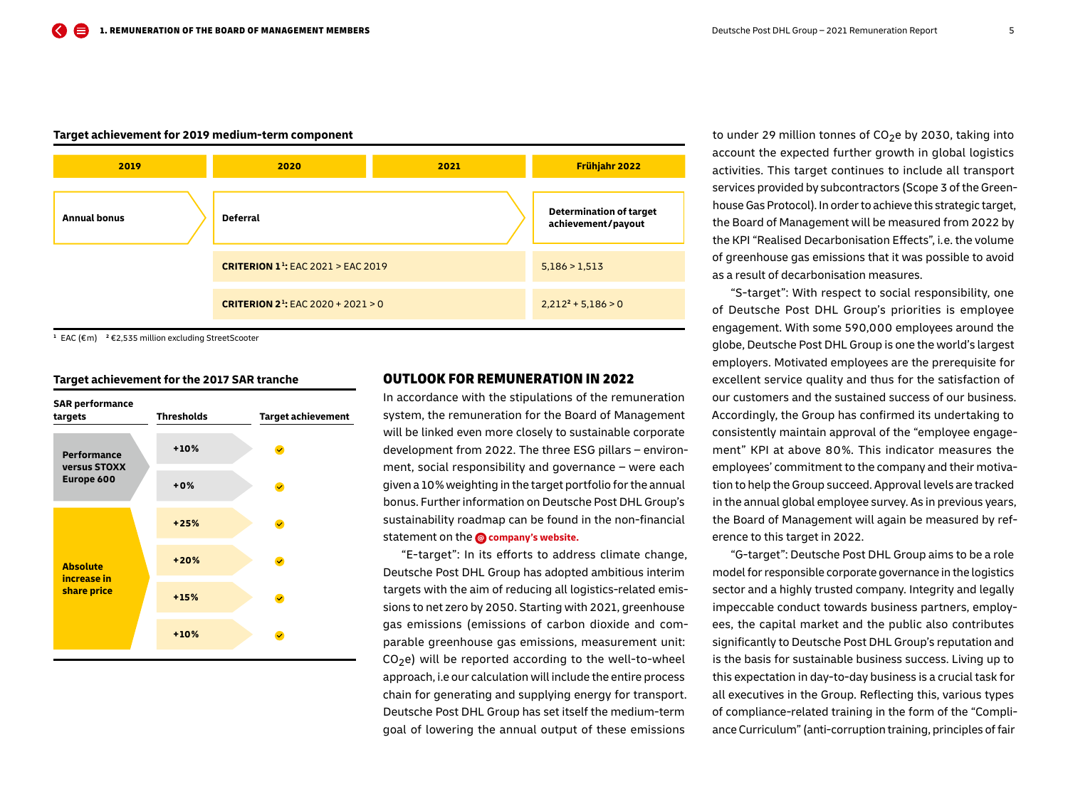**Target achievement for 2019 medium-term component**

| 2019 | 2020 | 2021 | Frühjahr 2022 |
|---|---|---|---|
| Annual bonus | Deferral | | Determination of target achievement/payout |
| | **CRITERION 1**[1]: EAC 2021 > EAC 2019 | | 5,186 > 1,513 |
| | **CRITERION 2**[1]: EAC 2020 + 2021 > 0 | | 2,212[2] + 5,186 > 0 |

[1] EAC (€m) [2] €2,535 million excluding StreetScooter

**Target achievement for the 2017 SAR tranche**

| SAR performance targets | Thresholds | Target achievement |
|---|---|---|
| Performance versus STOXX Europe 600 | +10% | ✓ |
| | +0% | ✓ |
| Absolute increase in share price | +25% | ✓ |
| | +20% | ✓ |
| | +15% | ✓ |
| | +10% | ✓ |

## OUTLOOK FOR REMUNERATION IN 2022

In accordance with the stipulations of the remuneration system, the remuneration for the Board of Management will be linked even more closely to sustainable corporate development from 2022. The three ESG pillars – environment, social responsibility and governance – were each given a 10% weighting in the target portfolio for the annual bonus. Further information on Deutsche Post DHL Group's sustainability roadmap can be found in the non-financial statement on the **company's website.**

"E-target": In its efforts to address climate change, Deutsche Post DHL Group has adopted ambitious interim targets with the aim of reducing all logistics-related emissions to net zero by 2050. Starting with 2021, greenhouse gas emissions (emissions of carbon dioxide and comparable greenhouse gas emissions, measurement unit: $CO_2e$) will be reported according to the well-to-wheel approach, i.e our calculation will include the entire process chain for generating and supplying energy for transport. Deutsche Post DHL Group has set itself the medium-term goal of lowering the annual output of these emissions to under 29 million tonnes of $CO_2e$ by 2030, taking into account the expected further growth in global logistics activities. This target continues to include all transport services provided by subcontractors (Scope 3 of the Greenhouse Gas Protocol). In order to achieve this strategic target, the Board of Management will be measured from 2022 by the KPI "Realised Decarbonisation Effects", i.e. the volume of greenhouse gas emissions that it was possible to avoid as a result of decarbonisation measures.

"S-target": With respect to social responsibility, one of Deutsche Post DHL Group's priorities is employee engagement. With some 590,000 employees around the globe, Deutsche Post DHL Group is one the world's largest employers. Motivated employees are the prerequisite for excellent service quality and thus for the satisfaction of our customers and the sustained success of our business. Accordingly, the Group has confirmed its undertaking to consistently maintain approval of the "employee engagement" KPI at above 80%. This indicator measures the employees' commitment to the company and their motivation to help the Group succeed. Approval levels are tracked in the annual global employee survey. As in previous years, the Board of Management will again be measured by reference to this target in 2022.

"G-target": Deutsche Post DHL Group aims to be a role model for responsible corporate governance in the logistics sector and a highly trusted company. Integrity and legally impeccable conduct towards business partners, employees, the capital market and the public also contributes significantly to Deutsche Post DHL Group's reputation and is the basis for sustainable business success. Living up to this expectation in day-to-day business is a crucial task for all executives in the Group. Reflecting this, various types of compliance-related training in the form of the "Compliance Curriculum" (anti-corruption training, principles of fair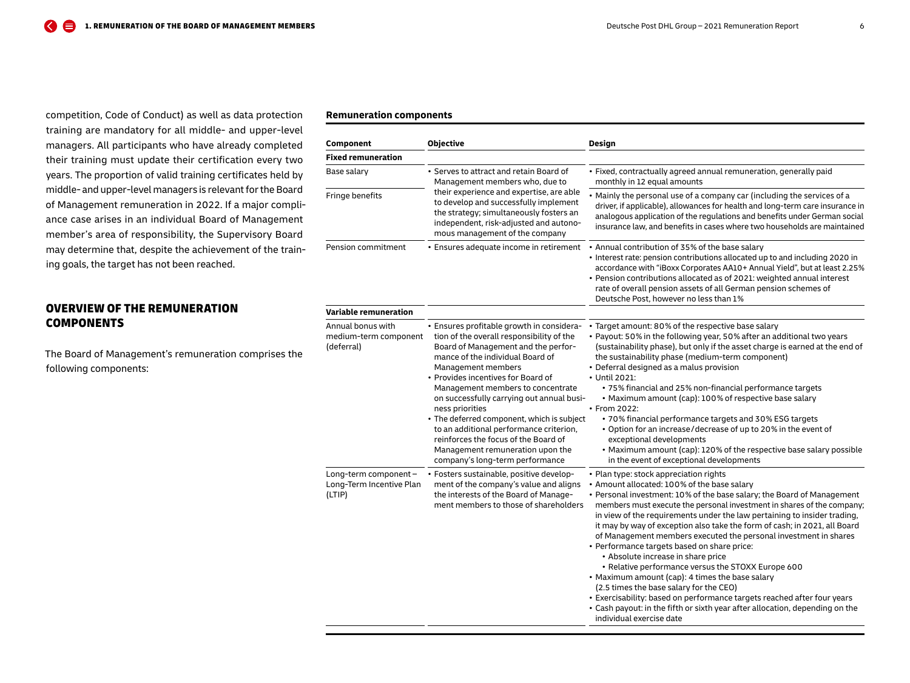competition, Code of Conduct) as well as data protection training are mandatory for all middle- and upper-level managers. All participants who have already completed their training must update their certification every two years. The proportion of valid training certificates held by middle- and upper-level managers is relevant for the Board of Management remuneration in 2022. If a major compliance case arises in an individual Board of Management member's area of responsibility, the Supervisory Board may determine that, despite the achievement of the training goals, the target has not been reached.

## OVERVIEW OF THE REMUNERATION COMPONENTS

The Board of Management's remuneration comprises the following components:

**Remuneration components**

| Component | Objective | Design |
| --- | --- | --- |
| **Fixed remuneration** | | |
| Base salary | • Serves to attract and retain Board of Management members who, due to their experience and expertise, are able to develop and successfully implement the strategy; simultaneously fosters an independent, risk-adjusted and autonomous management of the company | • Fixed, contractually agreed annual remuneration, generally paid monthly in 12 equal amounts |
| Fringe benefits | | • Mainly the personal use of a company car (including the services of a driver, if applicable), allowances for health and long-term care insurance in analogous application of the regulations and benefits under German social insurance law, and benefits in cases where two households are maintained |
| Pension commitment | • Ensures adequate income in retirement | • Annual contribution of 35% of the base salary<br>• Interest rate: pension contributions allocated up to and including 2020 in accordance with "iBoxx Corporates AA10+ Annual Yield", but at least 2.25%<br>• Pension contributions allocated as of 2021: weighted annual interest rate of overall pension assets of all German pension schemes of Deutsche Post, however no less than 1% |
| **Variable remuneration** | | |
| Annual bonus with medium-term component (deferral) | • Ensures profitable growth in consideration of the overall responsibility of the Board of Management and the performance of the individual Board of Management members<br>• Provides incentives for Board of Management members to concentrate on successfully carrying out annual business priorities<br>• The deferred component, which is subject to an additional performance criterion, reinforces the focus of the Board of Management remuneration upon the company's long-term performance | • Target amount: 80% of the respective base salary<br>• Payout: 50% in the following year, 50% after an additional two years (sustainability phase), but only if the asset charge is earned at the end of the sustainability phase (medium-term component)<br>• Deferral designed as a malus provision<br>• Until 2021:<br>  • 75% financial and 25% non-financial performance targets<br>  • Maximum amount (cap): 100% of respective base salary<br>• From 2022:<br>  • 70% financial performance targets and 30% ESG targets<br>  • Option for an increase/decrease of up to 20% in the event of exceptional developments<br>  • Maximum amount (cap): 120% of the respective base salary possible in the event of exceptional developments |
| Long-term component – Long-Term Incentive Plan (LTIP) | • Fosters sustainable, positive development of the company's value and aligns the interests of the Board of Management members to those of shareholders | • Plan type: stock appreciation rights<br>• Amount allocated: 100% of the base salary<br>• Personal investment: 10% of the base salary; the Board of Management members must execute the personal investment in shares of the company; in view of the requirements under the law pertaining to insider trading, it may by way of exception also take the form of cash; in 2021, all Board of Management members executed the personal investment in shares<br>• Performance targets based on share price:<br>  • Absolute increase in share price<br>  • Relative performance versus the STOXX Europe 600<br>• Maximum amount (cap): 4 times the base salary (2.5 times the base salary for the CEO)<br>• Exercisability: based on performance targets reached after four years<br>• Cash payout: in the fifth or sixth year after allocation, depending on the individual exercise date |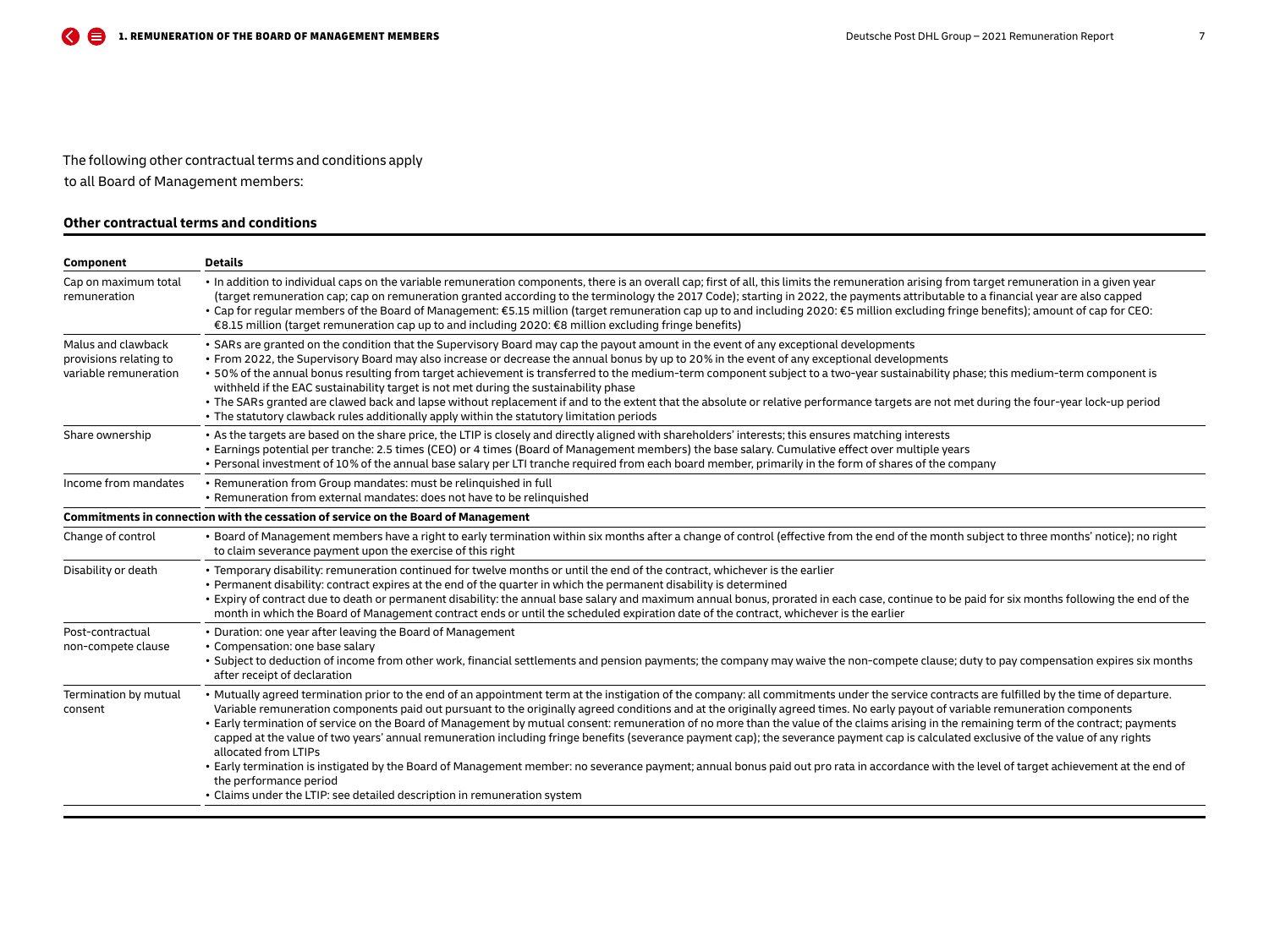The following other contractual terms and conditions apply to all Board of Management members:

**Other contractual terms and conditions**

| Component | Details |
|---|---|
| Cap on maximum total remuneration | • In addition to individual caps on the variable remuneration components, there is an overall cap; first of all, this limits the remuneration arising from target remuneration in a given year (target remuneration cap; cap on remuneration granted according to the terminology the 2017 Code); starting in 2022, the payments attributable to a financial year are also capped<br>• Cap for regular members of the Board of Management: €5.15 million (target remuneration cap up to and including 2020: €5 million excluding fringe benefits); amount of cap for CEO: €8.15 million (target remuneration cap up to and including 2020: €8 million excluding fringe benefits) |
| Malus and clawback provisions relating to variable remuneration | • SARs are granted on the condition that the Supervisory Board may cap the payout amount in the event of any exceptional developments<br>• From 2022, the Supervisory Board may also increase or decrease the annual bonus by up to 20% in the event of any exceptional developments<br>• 50% of the annual bonus resulting from target achievement is transferred to the medium-term component subject to a two-year sustainability phase; this medium-term component is withheld if the EAC sustainability target is not met during the sustainability phase<br>• The SARs granted are clawed back and lapse without replacement if and to the extent that the absolute or relative performance targets are not met during the four-year lock-up period<br>• The statutory clawback rules additionally apply within the statutory limitation periods |
| Share ownership | • As the targets are based on the share price, the LTIP is closely and directly aligned with shareholders' interests; this ensures matching interests<br>• Earnings potential per tranche: 2.5 times (CEO) or 4 times (Board of Management members) the base salary. Cumulative effect over multiple years<br>• Personal investment of 10% of the annual base salary per LTI tranche required from each board member, primarily in the form of shares of the company |
| Income from mandates | • Remuneration from Group mandates: must be relinquished in full<br>• Remuneration from external mandates: does not have to be relinquished |
| **Commitments in connection with the cessation of service on the Board of Management** | |
| Change of control | • Board of Management members have a right to early termination within six months after a change of control (effective from the end of the month subject to three months' notice); no right to claim severance payment upon the exercise of this right |
| Disability or death | • Temporary disability: remuneration continued for twelve months or until the end of the contract, whichever is the earlier<br>• Permanent disability: contract expires at the end of the quarter in which the permanent disability is determined<br>• Expiry of contract due to death or permanent disability: the annual base salary and maximum annual bonus, prorated in each case, continue to be paid for six months following the end of the month in which the Board of Management contract ends or until the scheduled expiration date of the contract, whichever is the earlier |
| Post-contractual non-compete clause | • Duration: one year after leaving the Board of Management<br>• Compensation: one base salary<br>• Subject to deduction of income from other work, financial settlements and pension payments; the company may waive the non-compete clause; duty to pay compensation expires six months after receipt of declaration |
| Termination by mutual consent | • Mutually agreed termination prior to the end of an appointment term at the instigation of the company: all commitments under the service contracts are fulfilled by the time of departure. Variable remuneration components paid out pursuant to the originally agreed conditions and at the originally agreed times. No early payout of variable remuneration components<br>• Early termination of service on the Board of Management by mutual consent: remuneration of no more than the value of the claims arising in the remaining term of the contract; payments capped at the value of two years' annual remuneration including fringe benefits (severance payment cap); the severance payment cap is calculated exclusive of the value of any rights allocated from LTIPs<br>• Early termination is instigated by the Board of Management member: no severance payment; annual bonus paid out pro rata in accordance with the level of target achievement at the end of the performance period<br>• Claims under the LTIP: see detailed description in remuneration system |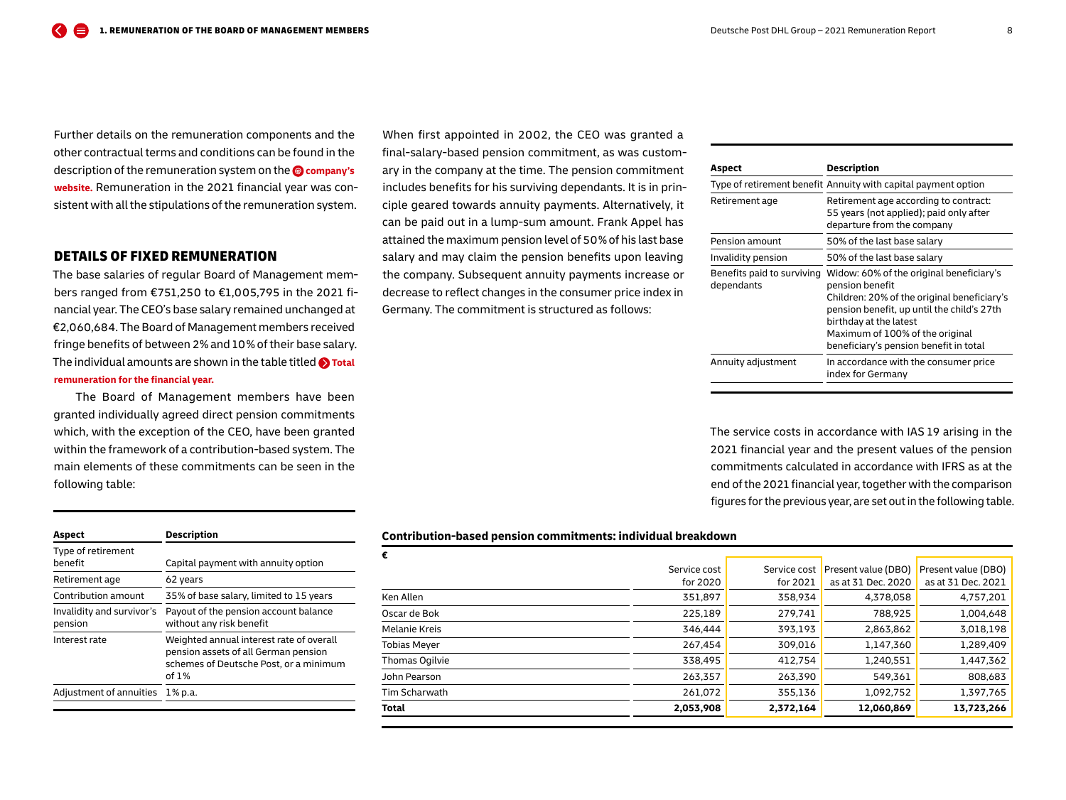Further details on the remuneration components and the other contractual terms and conditions can be found in the description of the remuneration system on the **company's website.** Remuneration in the 2021 financial year was consistent with all the stipulations of the remuneration system.

## DETAILS OF FIXED REMUNERATION

The base salaries of regular Board of Management members ranged from €751,250 to €1,005,795 in the 2021 financial year. The CEO's base salary remained unchanged at €2,060,684. The Board of Management members received fringe benefits of between 2% and 10% of their base salary. The individual amounts are shown in the table titled **Total remuneration for the financial year.**

The Board of Management members have been granted individually agreed direct pension commitments which, with the exception of the CEO, have been granted within the framework of a contribution-based system. The main elements of these commitments can be seen in the following table:

| Aspect | Description |
|---|---|
| Type of retirement benefit | Capital payment with annuity option |
| Retirement age | 62 years |
| Contribution amount | 35% of base salary, limited to 15 years |
| Invalidity and survivor's pension | Payout of the pension account balance without any risk benefit |
| Interest rate | Weighted annual interest rate of overall pension assets of all German pension schemes of Deutsche Post, or a minimum of 1% |
| Adjustment of annuities | 1% p.a. |

When first appointed in 2002, the CEO was granted a final-salary-based pension commitment, as was customary in the company at the time. The pension commitment includes benefits for his surviving dependants. It is in principle geared towards annuity payments. Alternatively, it can be paid out in a lump-sum amount. Frank Appel has attained the maximum pension level of 50% of his last base salary and may claim the pension benefits upon leaving the company. Subsequent annuity payments increase or decrease to reflect changes in the consumer price index in Germany. The commitment is structured as follows:

| Aspect | Description |
|---|---|
| Type of retirement benefit | Annuity with capital payment option |
| Retirement age | Retirement age according to contract: 55 years (not applied); paid only after departure from the company |
| Pension amount | 50% of the last base salary |
| Invalidity pension | 50% of the last base salary |
| Benefits paid to surviving dependants | Widow: 60% of the original beneficiary's pension benefit<br>Children: 20% of the original beneficiary's pension benefit, up until the child's 27th birthday at the latest<br>Maximum of 100% of the original beneficiary's pension benefit in total |
| Annuity adjustment | In accordance with the consumer price index for Germany |

The service costs in accordance with IAS 19 arising in the 2021 financial year and the present values of the pension commitments calculated in accordance with IFRS as at the end of the 2021 financial year, together with the comparison figures for the previous year, are set out in the following table.

**Contribution-based pension commitments: individual breakdown**

| € | Service cost for 2020 | Service cost for 2021 | Present value (DBO) as at 31 Dec. 2020 | Present value (DBO) as at 31 Dec. 2021 |
|---|---|---|---|---|
| Ken Allen | 351,897 | 358,934 | 4,378,058 | 4,757,201 |
| Oscar de Bok | 225,189 | 279,741 | 788,925 | 1,004,648 |
| Melanie Kreis | 346,444 | 393,193 | 2,863,862 | 3,018,198 |
| Tobias Meyer | 267,454 | 309,016 | 1,147,360 | 1,289,409 |
| Thomas Ogilvie | 338,495 | 412,754 | 1,240,551 | 1,447,362 |
| John Pearson | 263,357 | 263,390 | 549,361 | 808,683 |
| Tim Scharwath | 261,072 | 355,136 | 1,092,752 | 1,397,765 |
| **Total** | **2,053,908** | **2,372,164** | **12,060,869** | **13,723,266** |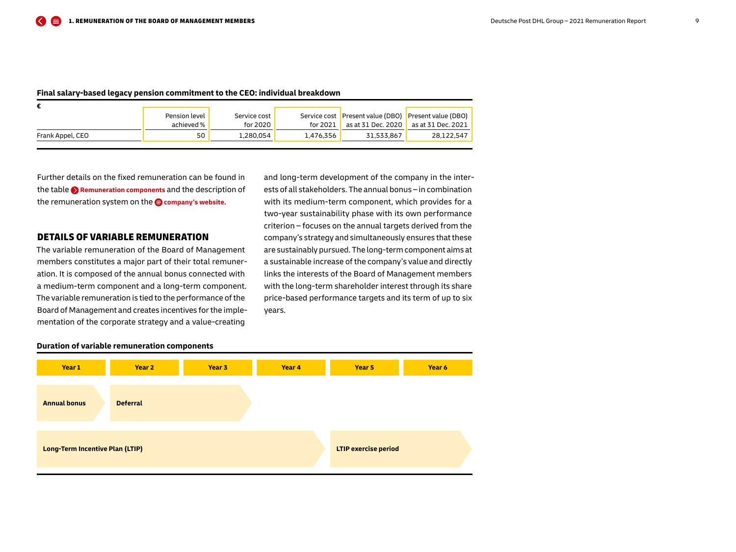**Final salary-based legacy pension commitment to the CEO: individual breakdown**

| € | Pension level achieved % | Service cost for 2020 | Service cost for 2021 | Present value (DBO) as at 31 Dec. 2020 | Present value (DBO) as at 31 Dec. 2021 |
|---|---|---|---|---|---|
| Frank Appel, CEO | 50 | 1,280,054 | 1,476,356 | 31,533,867 | 28,122,547 |

Further details on the fixed remuneration can be found in the table **Remuneration components** and the description of the remuneration system on the **company's website.**

## DETAILS OF VARIABLE REMUNERATION

The variable remuneration of the Board of Management members constitutes a major part of their total remuneration. It is composed of the annual bonus connected with a medium-term component and a long-term component. The variable remuneration is tied to the performance of the Board of Management and creates incentives for the implementation of the corporate strategy and a value-creating and long-term development of the company in the interests of all stakeholders. The annual bonus – in combination with its medium-term component, which provides for a two-year sustainability phase with its own performance criterion – focuses on the annual targets derived from the company's strategy and simultaneously ensures that these are sustainably pursued. The long-term component aims at a sustainable increase of the company's value and directly links the interests of the Board of Management members with the long-term shareholder interest through its share price-based performance targets and its term of up to six years.

**Duration of variable remuneration components**

| Year 1 | Year 2 | Year 3 | Year 4 | Year 5 | Year 6 |
|---|---|---|---|---|---|
| Annual bonus | Deferral | | | | |
| Long-Term Incentive Plan (LTIP) | | | | LTIP exercise period | |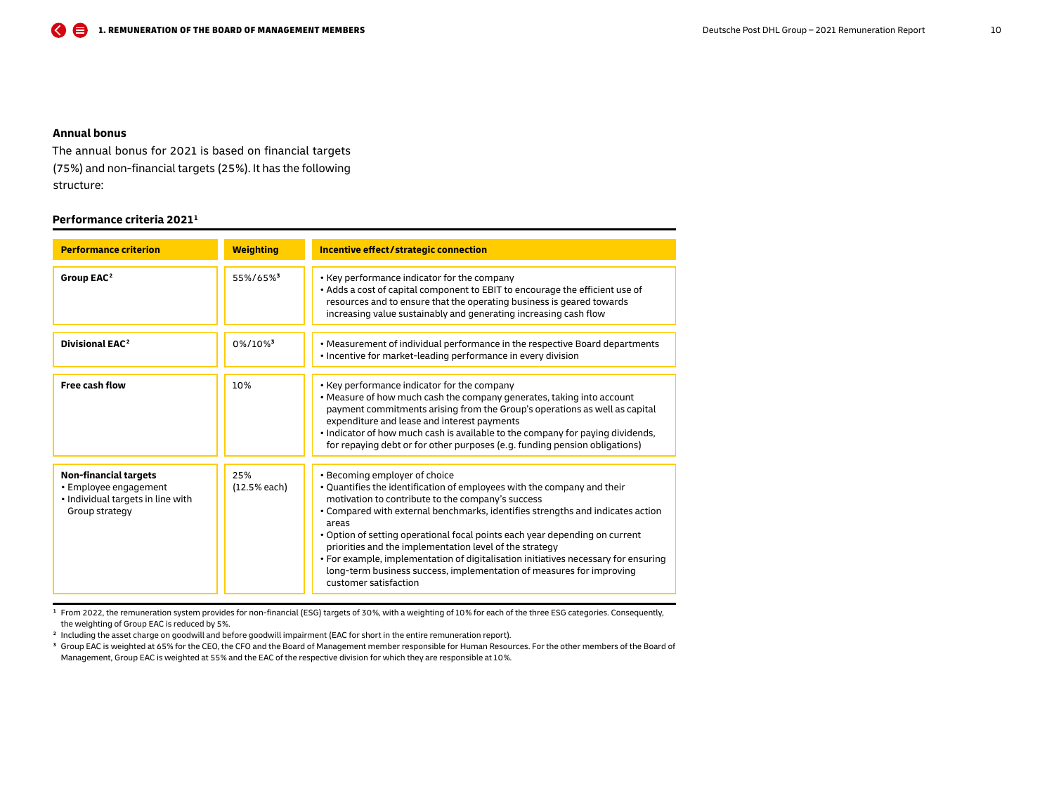**Annual bonus**

The annual bonus for 2021 is based on financial targets (75%) and non-financial targets (25%). It has the following structure:

**Performance criteria 2021**[1]

| Performance criterion | Weighting | Incentive effect/strategic connection |
|---|---|---|
| **Group EAC**[2] | 55%/65%[3] | • Key performance indicator for the company<br>• Adds a cost of capital component to EBIT to encourage the efficient use of resources and to ensure that the operating business is geared towards increasing value sustainably and generating increasing cash flow |
| **Divisional EAC**[2] | 0%/10%[3] | • Measurement of individual performance in the respective Board departments<br>• Incentive for market-leading performance in every division |
| **Free cash flow** | 10% | • Key performance indicator for the company<br>• Measure of how much cash the company generates, taking into account payment commitments arising from the Group's operations as well as capital expenditure and lease and interest payments<br>• Indicator of how much cash is available to the company for paying dividends, for repaying debt or for other purposes (e.g. funding pension obligations) |
| **Non-financial targets**<br>• Employee engagement<br>• Individual targets in line with Group strategy | 25%<br>(12.5% each) | • Becoming employer of choice<br>• Quantifies the identification of employees with the company and their motivation to contribute to the company's success<br>• Compared with external benchmarks, identifies strengths and indicates action areas<br>• Option of setting operational focal points each year depending on current priorities and the implementation level of the strategy<br>• For example, implementation of digitalisation initiatives necessary for ensuring long-term business success, implementation of measures for improving customer satisfaction |

[1] From 2022, the remuneration system provides for non-financial (ESG) targets of 30%, with a weighting of 10% for each of the three ESG categories. Consequently, the weighting of Group EAC is reduced by 5%.

[2] Including the asset charge on goodwill and before goodwill impairment (EAC for short in the entire remuneration report).

[3] Group EAC is weighted at 65% for the CEO, the CFO and the Board of Management member responsible for Human Resources. For the other members of the Board of Management, Group EAC is weighted at 55% and the EAC of the respective division for which they are responsible at 10%.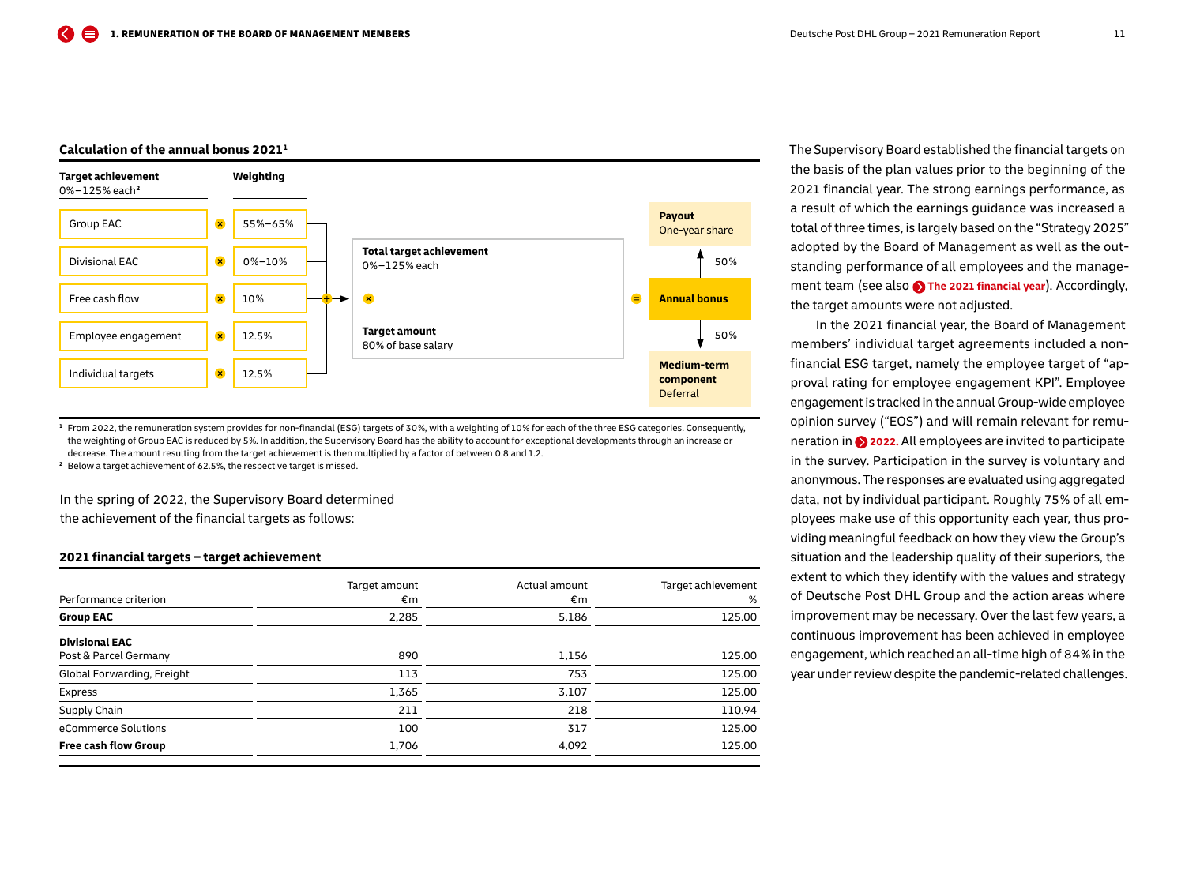### Calculation of the annual bonus 2021[1]

| Target achievement 0%–125% each[2] | | Weighting |
|---|---|---|
| Group EAC | × | 55%–65% |
| Divisional EAC | × | 0%–10% |
| Free cash flow | × | 10% |
| Employee engagement | × | 12.5% |
| Individual targets | × | 12.5% |

**Total target achievement** 0%–125% each
×
**Target amount** 80% of base salary
= **Annual bonus**

- 50% → **Payout** One-year share
- 50% → **Medium-term component** Deferral

[1] From 2022, the remuneration system provides for non-financial (ESG) targets of 30%, with a weighting of 10% for each of the three ESG categories. Consequently, the weighting of Group EAC is reduced by 5%. In addition, the Supervisory Board has the ability to account for exceptional developments through an increase or decrease. The amount resulting from the target achievement is then multiplied by a factor of between 0.8 and 1.2.

[2] Below a target achievement of 62.5%, the respective target is missed.

In the spring of 2022, the Supervisory Board determined the achievement of the financial targets as follows:

### 2021 financial targets – target achievement

| Performance criterion | Target amount €m | Actual amount €m | Target achievement % |
|---|---|---|---|
| **Group EAC** | 2,285 | 5,186 | 125.00 |
| **Divisional EAC** | | | |
| Post & Parcel Germany | 890 | 1,156 | 125.00 |
| Global Forwarding, Freight | 113 | 753 | 125.00 |
| Express | 1,365 | 3,107 | 125.00 |
| Supply Chain | 211 | 218 | 110.94 |
| eCommerce Solutions | 100 | 317 | 125.00 |
| **Free cash flow Group** | 1,706 | 4,092 | 125.00 |

The Supervisory Board established the financial targets on the basis of the plan values prior to the beginning of the 2021 financial year. The strong earnings performance, as a result of which the earnings guidance was increased a total of three times, is largely based on the "Strategy 2025" adopted by the Board of Management as well as the outstanding performance of all employees and the management team (see also **The 2021 financial year**). Accordingly, the target amounts were not adjusted.

In the 2021 financial year, the Board of Management members' individual target agreements included a non-financial ESG target, namely the employee target of "approval rating for employee engagement KPI". Employee engagement is tracked in the annual Group-wide employee opinion survey ("EOS") and will remain relevant for remuneration in **2022**. All employees are invited to participate in the survey. Participation in the survey is voluntary and anonymous. The responses are evaluated using aggregated data, not by individual participant. Roughly 75% of all employees make use of this opportunity each year, thus providing meaningful feedback on how they view the Group's situation and the leadership quality of their superiors, the extent to which they identify with the values and strategy of Deutsche Post DHL Group and the action areas where improvement may be necessary. Over the last few years, a continuous improvement has been achieved in employee engagement, which reached an all-time high of 84% in the year under review despite the pandemic-related challenges.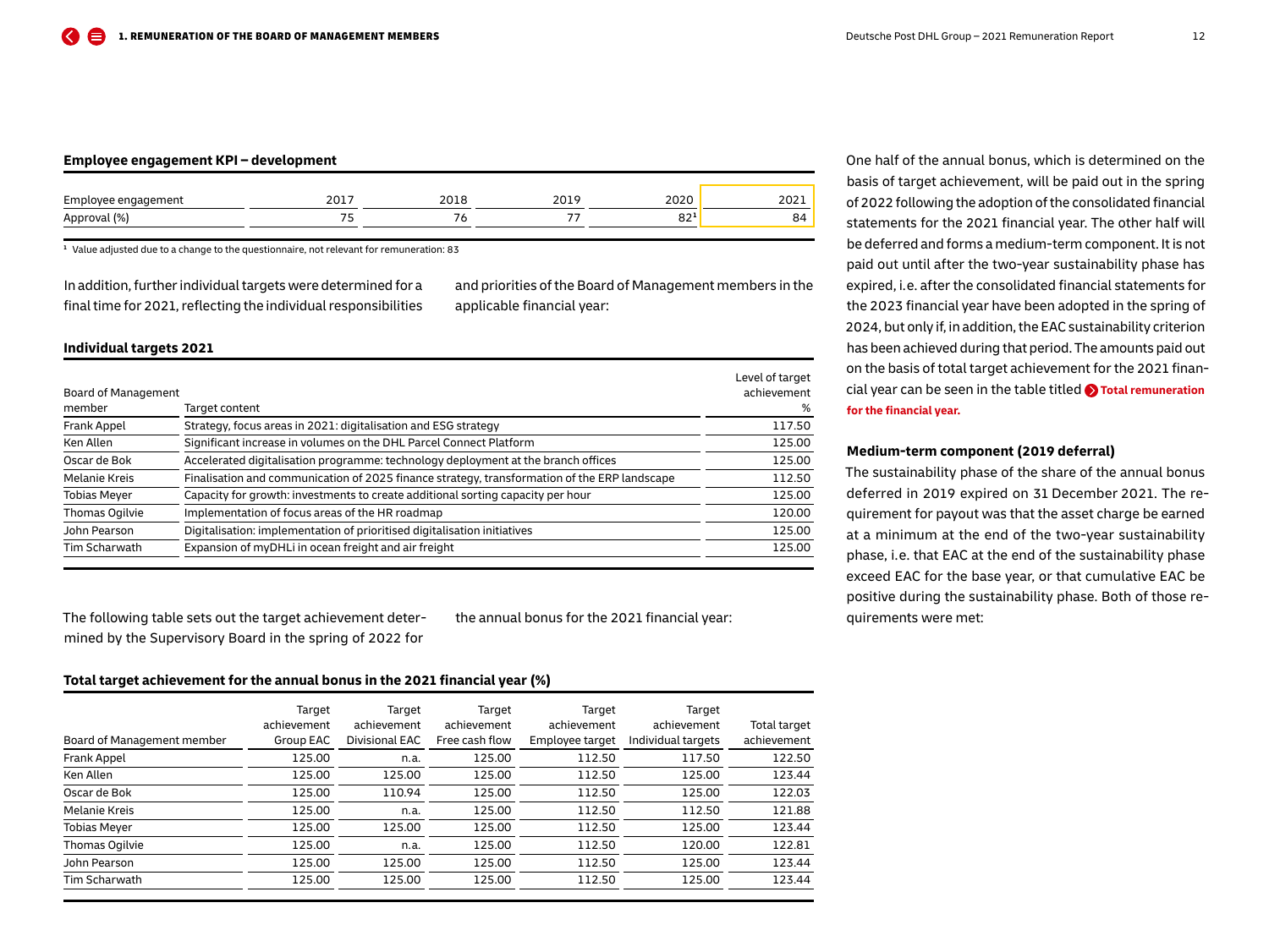**Employee engagement KPI – development**

| Employee engagement | 2017 | 2018 | 2019 | 2020 | 2021 |
|---|---|---|---|---|---|
| Approval (%) | 75 | 76 | 77 | 82[1] | 84 |

[1] Value adjusted due to a change to the questionnaire, not relevant for remuneration: 83

In addition, further individual targets were determined for a final time for 2021, reflecting the individual responsibilities and priorities of the Board of Management members in the applicable financial year:

**Individual targets 2021**

| Board of Management member | Target content | Level of target achievement % |
|---|---|---|
| Frank Appel | Strategy, focus areas in 2021: digitalisation and ESG strategy | 117.50 |
| Ken Allen | Significant increase in volumes on the DHL Parcel Connect Platform | 125.00 |
| Oscar de Bok | Accelerated digitalisation programme: technology deployment at the branch offices | 125.00 |
| Melanie Kreis | Finalisation and communication of 2025 finance strategy, transformation of the ERP landscape | 112.50 |
| Tobias Meyer | Capacity for growth: investments to create additional sorting capacity per hour | 125.00 |
| Thomas Ogilvie | Implementation of focus areas of the HR roadmap | 120.00 |
| John Pearson | Digitalisation: implementation of prioritised digitalisation initiatives | 125.00 |
| Tim Scharwath | Expansion of myDHLi in ocean freight and air freight | 125.00 |

The following table sets out the target achievement determined by the Supervisory Board in the spring of 2022 for the annual bonus for the 2021 financial year:

**Total target achievement for the annual bonus in the 2021 financial year (%)**

| Board of Management member | Target achievement Group EAC | Target achievement Divisional EAC | Target achievement Free cash flow | Target achievement Employee target | Target achievement Individual targets | Total target achievement |
|---|---|---|---|---|---|---|
| Frank Appel | 125.00 | n.a. | 125.00 | 112.50 | 117.50 | 122.50 |
| Ken Allen | 125.00 | 125.00 | 125.00 | 112.50 | 125.00 | 123.44 |
| Oscar de Bok | 125.00 | 110.94 | 125.00 | 112.50 | 125.00 | 122.03 |
| Melanie Kreis | 125.00 | n.a. | 125.00 | 112.50 | 112.50 | 121.88 |
| Tobias Meyer | 125.00 | 125.00 | 125.00 | 112.50 | 125.00 | 123.44 |
| Thomas Ogilvie | 125.00 | n.a. | 125.00 | 112.50 | 120.00 | 122.81 |
| John Pearson | 125.00 | 125.00 | 125.00 | 112.50 | 125.00 | 123.44 |
| Tim Scharwath | 125.00 | 125.00 | 125.00 | 112.50 | 125.00 | 123.44 |

One half of the annual bonus, which is determined on the basis of target achievement, will be paid out in the spring of 2022 following the adoption of the consolidated financial statements for the 2021 financial year. The other half will be deferred and forms a medium-term component. It is not paid out until after the two-year sustainability phase has expired, i.e. after the consolidated financial statements for the 2023 financial year have been adopted in the spring of 2024, but only if, in addition, the EAC sustainability criterion has been achieved during that period. The amounts paid out on the basis of total target achievement for the 2021 financial year can be seen in the table titled **Total remuneration for the financial year.**

**Medium-term component (2019 deferral)**

The sustainability phase of the share of the annual bonus deferred in 2019 expired on 31 December 2021. The requirement for payout was that the asset charge be earned at a minimum at the end of the two-year sustainability phase, i.e. that EAC at the end of the sustainability phase exceed EAC for the base year, or that cumulative EAC be positive during the sustainability phase. Both of those requirements were met: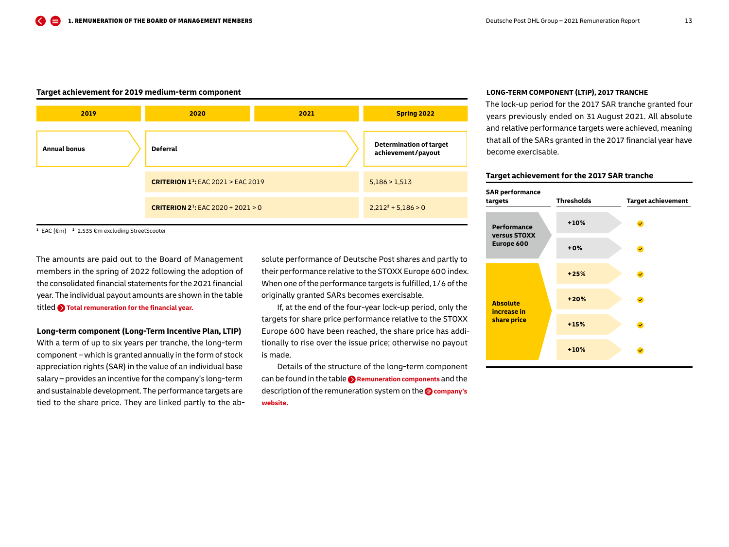**Target achievement for 2019 medium-term component**

| 2019 | 2020 | 2021 | Spring 2022 |
|---|---|---|---|
| Annual bonus | Deferral | | Determination of target achievement / payout |
| | **CRITERION 1[1]:** EAC 2021 > EAC 2019 | | 5,186 > 1,513 |
| | **CRITERION 2[1]:** EAC 2020 + 2021 > 0 | | 2,212[2] + 5,186 > 0 |

[1] EAC (€m) [2] 2.535 €m excluding StreetScooter

The amounts are paid out to the Board of Management members in the spring of 2022 following the adoption of the consolidated financial statements for the 2021 financial year. The individual payout amounts are shown in the table titled **Total remuneration for the financial year.**

**Long-term component (Long-Term Incentive Plan, LTIP)**
With a term of up to six years per tranche, the long-term component – which is granted annually in the form of stock appreciation rights (SAR) in the value of an individual base salary – provides an incentive for the company's long-term and sustainable development. The performance targets are tied to the share price. They are linked partly to the absolute performance of Deutsche Post shares and partly to their performance relative to the STOXX Europe 600 index. When one of the performance targets is fulfilled, 1/6 of the originally granted SARs becomes exercisable.

If, at the end of the four-year lock-up period, only the targets for share price performance relative to the STOXX Europe 600 have been reached, the share price has additionally to rise over the issue price; otherwise no payout is made.

Details of the structure of the long-term component can be found in the table **Remuneration components** and the description of the remuneration system on the **company's website.**

**LONG-TERM COMPONENT (LTIP), 2017 TRANCHE**

The lock-up period for the 2017 SAR tranche granted four years previously ended on 31 August 2021. All absolute and relative performance targets were achieved, meaning that all of the SARs granted in the 2017 financial year have become exercisable.

**Target achievement for the 2017 SAR tranche**

| SAR performance targets | Thresholds | Target achievement |
|---|---|---|
| Performance versus STOXX Europe 600 | +10% | ✓ |
| | +0% | ✓ |
| Absolute increase in share price | +25% | ✓ |
| | +20% | ✓ |
| | +15% | ✓ |
| | +10% | ✓ |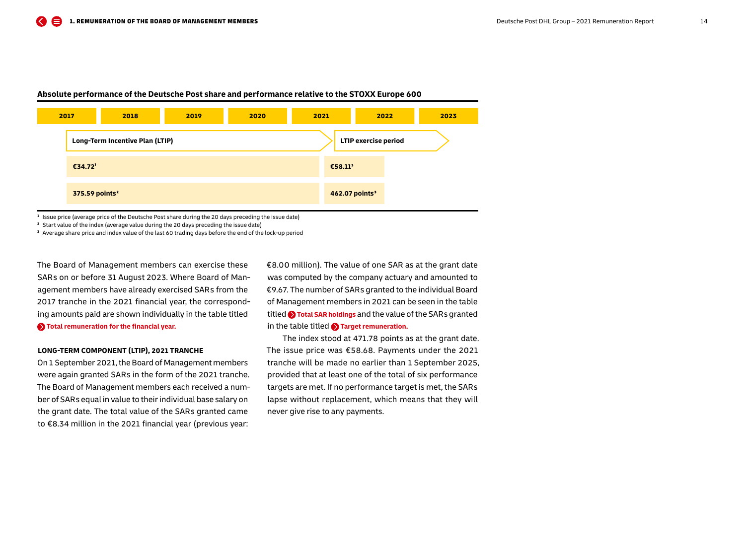**Absolute performance of the Deutsche Post share and performance relative to the STOXX Europe 600**

| 2017 | 2018 | 2019 | 2020 | 2021 | 2022 | 2023 |
|---|---|---|---|---|---|---|
| Long-Term Incentive Plan (LTIP) | | | | LTIP exercise period | | |
| €34.72[1] | | | | €58.11[3] | | |
| 375.59 points[2] | | | | 462.07 points[3] | | |

[1] Issue price (average price of the Deutsche Post share during the 20 days preceding the issue date)

[2] Start value of the index (average value during the 20 days preceding the issue date)

[3] Average share price and index value of the last 60 trading days before the end of the lock-up period

The Board of Management members can exercise these SARs on or before 31 August 2023. Where Board of Management members have already exercised SARs from the 2017 tranche in the 2021 financial year, the corresponding amounts paid are shown individually in the table titled **Total remuneration for the financial year.**

#### LONG-TERM COMPONENT (LTIP), 2021 TRANCHE

On 1 September 2021, the Board of Management members were again granted SARs in the form of the 2021 tranche. The Board of Management members each received a number of SARs equal in value to their individual base salary on the grant date. The total value of the SARs granted came to €8.34 million in the 2021 financial year (previous year: €8.00 million). The value of one SAR as at the grant date was computed by the company actuary and amounted to €9.67. The number of SARs granted to the individual Board of Management members in 2021 can be seen in the table titled **Total SAR holdings** and the value of the SARs granted in the table titled **Target remuneration.**

The index stood at 471.78 points as at the grant date. The issue price was €58.68. Payments under the 2021 tranche will be made no earlier than 1 September 2025, provided that at least one of the total of six performance targets are met. If no performance target is met, the SARs lapse without replacement, which means that they will never give rise to any payments.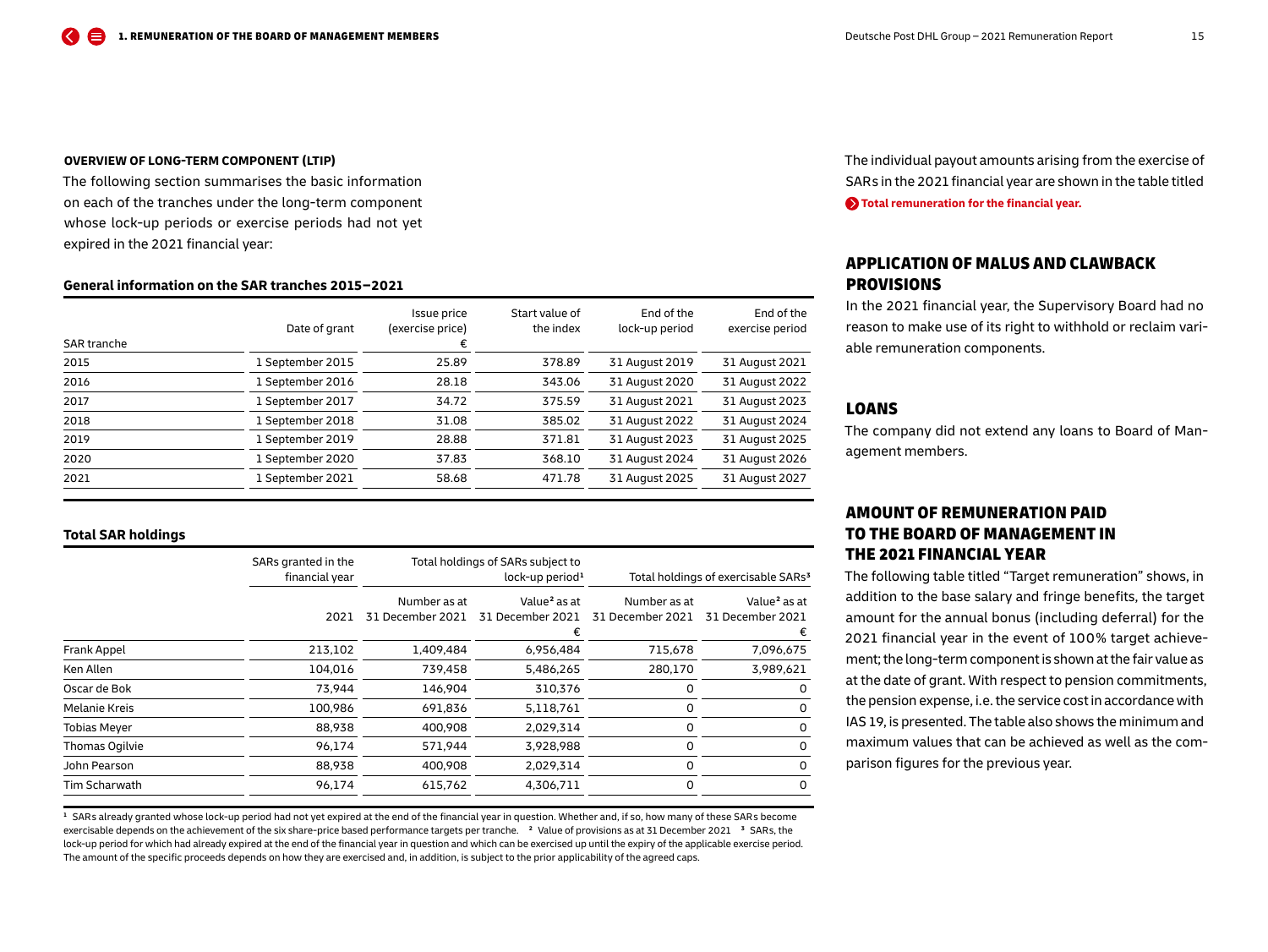**OVERVIEW OF LONG-TERM COMPONENT (LTIP)**

The following section summarises the basic information on each of the tranches under the long-term component whose lock-up periods or exercise periods had not yet expired in the 2021 financial year:

**General information on the SAR tranches 2015–2021**

| SAR tranche | Date of grant | Issue price (exercise price) € | Start value of the index | End of the lock-up period | End of the exercise period |
|---|---|---|---|---|---|
| 2015 | 1 September 2015 | 25.89 | 378.89 | 31 August 2019 | 31 August 2021 |
| 2016 | 1 September 2016 | 28.18 | 343.06 | 31 August 2020 | 31 August 2022 |
| 2017 | 1 September 2017 | 34.72 | 375.59 | 31 August 2021 | 31 August 2023 |
| 2018 | 1 September 2018 | 31.08 | 385.02 | 31 August 2022 | 31 August 2024 |
| 2019 | 1 September 2019 | 28.88 | 371.81 | 31 August 2023 | 31 August 2025 |
| 2020 | 1 September 2020 | 37.83 | 368.10 | 31 August 2024 | 31 August 2026 |
| 2021 | 1 September 2021 | 58.68 | 471.78 | 31 August 2025 | 31 August 2027 |

**Total SAR holdings**

| | SARs granted in the financial year | Total holdings of SARs subject to lock-up period[1] | | Total holdings of exercisable SARs[3] | |
|---|---|---|---|---|---|
| | 2021 | Number as at 31 December 2021 | Value[2] as at 31 December 2021 € | Number as at 31 December 2021 | Value[2] as at 31 December 2021 € |
| Frank Appel | 213,102 | 1,409,484 | 6,956,484 | 715,678 | 7,096,675 |
| Ken Allen | 104,016 | 739,458 | 5,486,265 | 280,170 | 3,989,621 |
| Oscar de Bok | 73,944 | 146,904 | 310,376 | 0 | 0 |
| Melanie Kreis | 100,986 | 691,836 | 5,118,761 | 0 | 0 |
| Tobias Meyer | 88,938 | 400,908 | 2,029,314 | 0 | 0 |
| Thomas Ogilvie | 96,174 | 571,944 | 3,928,988 | 0 | 0 |
| John Pearson | 88,938 | 400,908 | 2,029,314 | 0 | 0 |
| Tim Scharwath | 96,174 | 615,762 | 4,306,711 | 0 | 0 |

[1] SARs already granted whose lock-up period had not yet expired at the end of the financial year in question. Whether and, if so, how many of these SARs become exercisable depends on the achievement of the six share-price based performance targets per tranche. [2] Value of provisions as at 31 December 2021 [3] SARs, the lock-up period for which had already expired at the end of the financial year in question and which can be exercised up until the expiry of the applicable exercise period. The amount of the specific proceeds depends on how they are exercised and, in addition, is subject to the prior applicability of the agreed caps.

The individual payout amounts arising from the exercise of SARs in the 2021 financial year are shown in the table titled **Total remuneration for the financial year.**

## APPLICATION OF MALUS AND CLAWBACK PROVISIONS

In the 2021 financial year, the Supervisory Board had no reason to make use of its right to withhold or reclaim variable remuneration components.

## LOANS

The company did not extend any loans to Board of Management members.

## AMOUNT OF REMUNERATION PAID TO THE BOARD OF MANAGEMENT IN THE 2021 FINANCIAL YEAR

The following table titled "Target remuneration" shows, in addition to the base salary and fringe benefits, the target amount for the annual bonus (including deferral) for the 2021 financial year in the event of 100% target achievement; the long-term component is shown at the fair value as at the date of grant. With respect to pension commitments, the pension expense, i.e. the service cost in accordance with IAS 19, is presented. The table also shows the minimum and maximum values that can be achieved as well as the comparison figures for the previous year.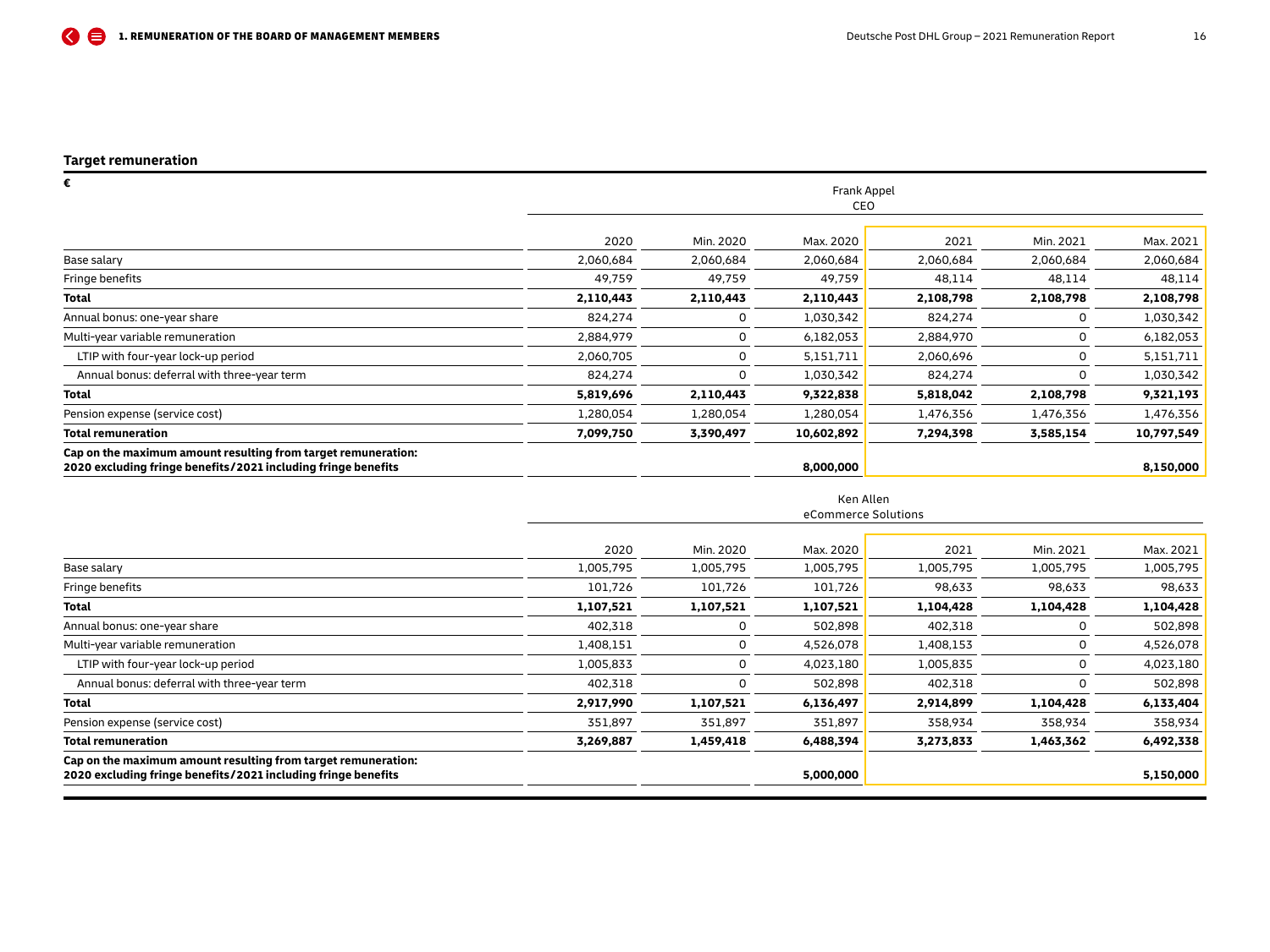### Target remuneration

| € | Frank Appel CEO | | | | | |
|---|---|---|---|---|---|---|
| | 2020 | Min. 2020 | Max. 2020 | 2021 | Min. 2021 | Max. 2021 |
| Base salary | 2,060,684 | 2,060,684 | 2,060,684 | 2,060,684 | 2,060,684 | 2,060,684 |
| Fringe benefits | 49,759 | 49,759 | 49,759 | 48,114 | 48,114 | 48,114 |
| **Total** | **2,110,443** | **2,110,443** | **2,110,443** | **2,108,798** | **2,108,798** | **2,108,798** |
| Annual bonus: one-year share | 824,274 | 0 | 1,030,342 | 824,274 | 0 | 1,030,342 |
| Multi-year variable remuneration | 2,884,979 | 0 | 6,182,053 | 2,884,970 | 0 | 6,182,053 |
| LTIP with four-year lock-up period | 2,060,705 | 0 | 5,151,711 | 2,060,696 | 0 | 5,151,711 |
| Annual bonus: deferral with three-year term | 824,274 | 0 | 1,030,342 | 824,274 | 0 | 1,030,342 |
| **Total** | **5,819,696** | **2,110,443** | **9,322,838** | **5,818,042** | **2,108,798** | **9,321,193** |
| Pension expense (service cost) | 1,280,054 | 1,280,054 | 1,280,054 | 1,476,356 | 1,476,356 | 1,476,356 |
| **Total remuneration** | **7,099,750** | **3,390,497** | **10,602,892** | **7,294,398** | **3,585,154** | **10,797,549** |
| **Cap on the maximum amount resulting from target remuneration: 2020 excluding fringe benefits / 2021 including fringe benefits** | | | **8,000,000** | | | **8,150,000** |

| € | Ken Allen eCommerce Solutions | | | | | |
|---|---|---|---|---|---|---|
| | 2020 | Min. 2020 | Max. 2020 | 2021 | Min. 2021 | Max. 2021 |
| Base salary | 1,005,795 | 1,005,795 | 1,005,795 | 1,005,795 | 1,005,795 | 1,005,795 |
| Fringe benefits | 101,726 | 101,726 | 101,726 | 98,633 | 98,633 | 98,633 |
| **Total** | **1,107,521** | **1,107,521** | **1,107,521** | **1,104,428** | **1,104,428** | **1,104,428** |
| Annual bonus: one-year share | 402,318 | 0 | 502,898 | 402,318 | 0 | 502,898 |
| Multi-year variable remuneration | 1,408,151 | 0 | 4,526,078 | 1,408,153 | 0 | 4,526,078 |
| LTIP with four-year lock-up period | 1,005,833 | 0 | 4,023,180 | 1,005,835 | 0 | 4,023,180 |
| Annual bonus: deferral with three-year term | 402,318 | 0 | 502,898 | 402,318 | 0 | 502,898 |
| **Total** | **2,917,990** | **1,107,521** | **6,136,497** | **2,914,899** | **1,104,428** | **6,133,404** |
| Pension expense (service cost) | 351,897 | 351,897 | 351,897 | 358,934 | 358,934 | 358,934 |
| **Total remuneration** | **3,269,887** | **1,459,418** | **6,488,394** | **3,273,833** | **1,463,362** | **6,492,338** |
| **Cap on the maximum amount resulting from target remuneration: 2020 excluding fringe benefits / 2021 including fringe benefits** | | | **5,000,000** | | | **5,150,000** |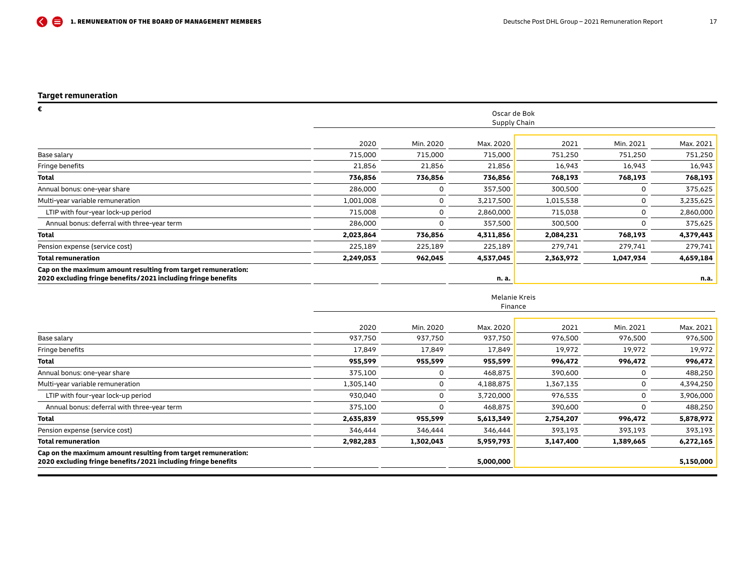### Target remuneration

| € | Oscar de Bok<br>Supply Chain | | | | | |
|---|---|---|---|---|---|---|
| | 2020 | Min. 2020 | Max. 2020 | 2021 | Min. 2021 | Max. 2021 |
| Base salary | 715,000 | 715,000 | 715,000 | 751,250 | 751,250 | 751,250 |
| Fringe benefits | 21,856 | 21,856 | 21,856 | 16,943 | 16,943 | 16,943 |
| **Total** | **736,856** | **736,856** | **736,856** | **768,193** | **768,193** | **768,193** |
| Annual bonus: one-year share | 286,000 | 0 | 357,500 | 300,500 | 0 | 375,625 |
| Multi-year variable remuneration | 1,001,008 | 0 | 3,217,500 | 1,015,538 | 0 | 3,235,625 |
| LTIP with four-year lock-up period | 715,008 | 0 | 2,860,000 | 715,038 | 0 | 2,860,000 |
| Annual bonus: deferral with three-year term | 286,000 | 0 | 357,500 | 300,500 | 0 | 375,625 |
| **Total** | **2,023,864** | **736,856** | **4,311,856** | **2,084,231** | **768,193** | **4,379,443** |
| Pension expense (service cost) | 225,189 | 225,189 | 225,189 | 279,741 | 279,741 | 279,741 |
| **Total remuneration** | **2,249,053** | **962,045** | **4,537,045** | **2,363,972** | **1,047,934** | **4,659,184** |
| **Cap on the maximum amount resulting from target remuneration: 2020 excluding fringe benefits/2021 including fringe benefits** | | | **n. a.** | | | **n.a.** |

| € | Melanie Kreis<br>Finance | | | | | |
|---|---|---|---|---|---|---|
| | 2020 | Min. 2020 | Max. 2020 | 2021 | Min. 2021 | Max. 2021 |
| Base salary | 937,750 | 937,750 | 937,750 | 976,500 | 976,500 | 976,500 |
| Fringe benefits | 17,849 | 17,849 | 17,849 | 19,972 | 19,972 | 19,972 |
| **Total** | **955,599** | **955,599** | **955,599** | **996,472** | **996,472** | **996,472** |
| Annual bonus: one-year share | 375,100 | 0 | 468,875 | 390,600 | 0 | 488,250 |
| Multi-year variable remuneration | 1,305,140 | 0 | 4,188,875 | 1,367,135 | 0 | 4,394,250 |
| LTIP with four-year lock-up period | 930,040 | 0 | 3,720,000 | 976,535 | 0 | 3,906,000 |
| Annual bonus: deferral with three-year term | 375,100 | 0 | 468,875 | 390,600 | 0 | 488,250 |
| **Total** | **2,635,839** | **955,599** | **5,613,349** | **2,754,207** | **996,472** | **5,878,972** |
| Pension expense (service cost) | 346,444 | 346,444 | 346,444 | 393,193 | 393,193 | 393,193 |
| **Total remuneration** | **2,982,283** | **1,302,043** | **5,959,793** | **3,147,400** | **1,389,665** | **6,272,165** |
| **Cap on the maximum amount resulting from target remuneration: 2020 excluding fringe benefits/2021 including fringe benefits** | | | **5,000,000** | | | **5,150,000** |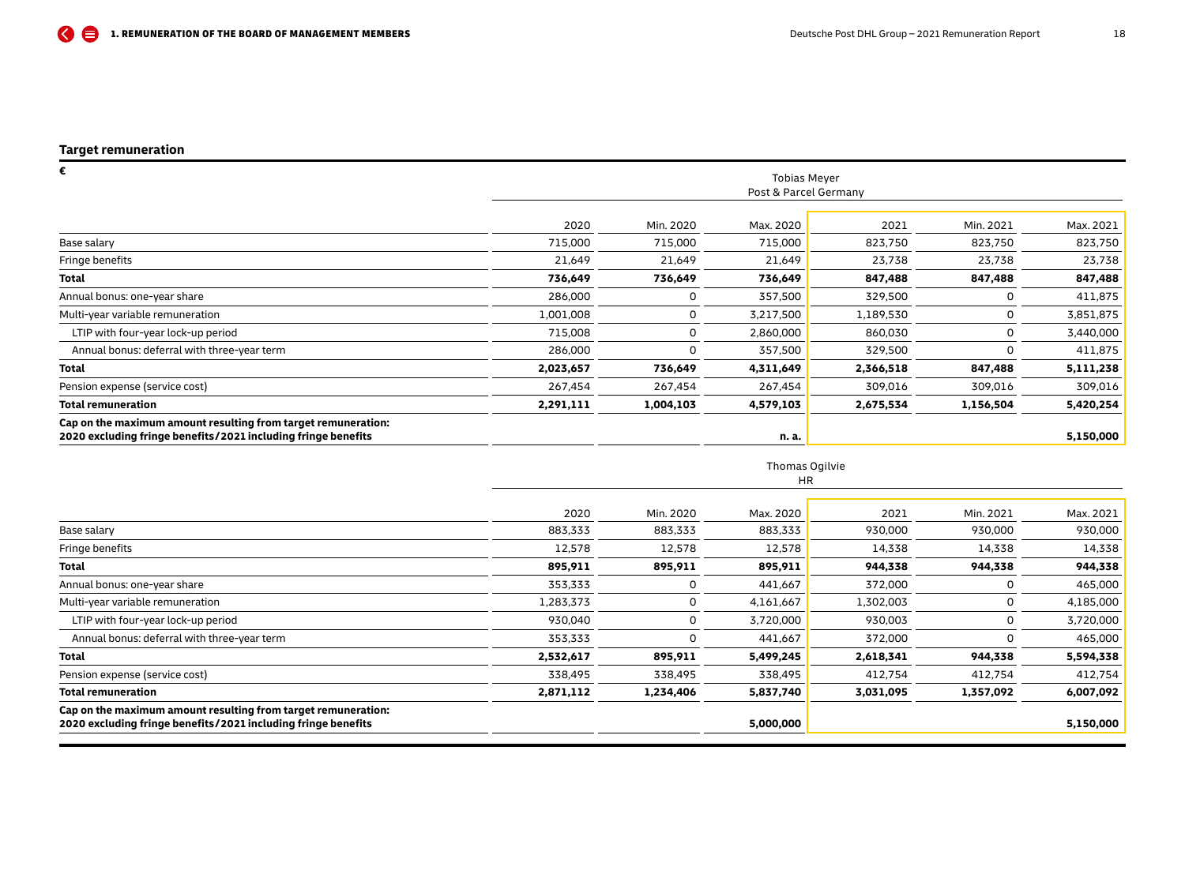### Target remuneration

| € | Tobias Meyer Post & Parcel Germany | | | | | |
|---|---|---|---|---|---|---|
| | 2020 | Min. 2020 | Max. 2020 | 2021 | Min. 2021 | Max. 2021 |
| Base salary | 715,000 | 715,000 | 715,000 | 823,750 | 823,750 | 823,750 |
| Fringe benefits | 21,649 | 21,649 | 21,649 | 23,738 | 23,738 | 23,738 |
| **Total** | **736,649** | **736,649** | **736,649** | **847,488** | **847,488** | **847,488** |
| Annual bonus: one-year share | 286,000 | 0 | 357,500 | 329,500 | 0 | 411,875 |
| Multi-year variable remuneration | 1,001,008 | 0 | 3,217,500 | 1,189,530 | 0 | 3,851,875 |
| LTIP with four-year lock-up period | 715,008 | 0 | 2,860,000 | 860,030 | 0 | 3,440,000 |
| Annual bonus: deferral with three-year term | 286,000 | 0 | 357,500 | 329,500 | 0 | 411,875 |
| **Total** | **2,023,657** | **736,649** | **4,311,649** | **2,366,518** | **847,488** | **5,111,238** |
| Pension expense (service cost) | 267,454 | 267,454 | 267,454 | 309,016 | 309,016 | 309,016 |
| **Total remuneration** | **2,291,111** | **1,004,103** | **4,579,103** | **2,675,534** | **1,156,504** | **5,420,254** |
| **Cap on the maximum amount resulting from target remuneration: 2020 excluding fringe benefits/2021 including fringe benefits** | | | **n. a.** | | | **5,150,000** |

| € | Thomas Ogilvie HR | | | | | |
|---|---|---|---|---|---|---|
| | 2020 | Min. 2020 | Max. 2020 | 2021 | Min. 2021 | Max. 2021 |
| Base salary | 883,333 | 883,333 | 883,333 | 930,000 | 930,000 | 930,000 |
| Fringe benefits | 12,578 | 12,578 | 12,578 | 14,338 | 14,338 | 14,338 |
| **Total** | **895,911** | **895,911** | **895,911** | **944,338** | **944,338** | **944,338** |
| Annual bonus: one-year share | 353,333 | 0 | 441,667 | 372,000 | 0 | 465,000 |
| Multi-year variable remuneration | 1,283,373 | 0 | 4,161,667 | 1,302,003 | 0 | 4,185,000 |
| LTIP with four-year lock-up period | 930,040 | 0 | 3,720,000 | 930,003 | 0 | 3,720,000 |
| Annual bonus: deferral with three-year term | 353,333 | 0 | 441,667 | 372,000 | 0 | 465,000 |
| **Total** | **2,532,617** | **895,911** | **5,499,245** | **2,618,341** | **944,338** | **5,594,338** |
| Pension expense (service cost) | 338,495 | 338,495 | 338,495 | 412,754 | 412,754 | 412,754 |
| **Total remuneration** | **2,871,112** | **1,234,406** | **5,837,740** | **3,031,095** | **1,357,092** | **6,007,092** |
| **Cap on the maximum amount resulting from target remuneration: 2020 excluding fringe benefits/2021 including fringe benefits** | | | **5,000,000** | | | **5,150,000** |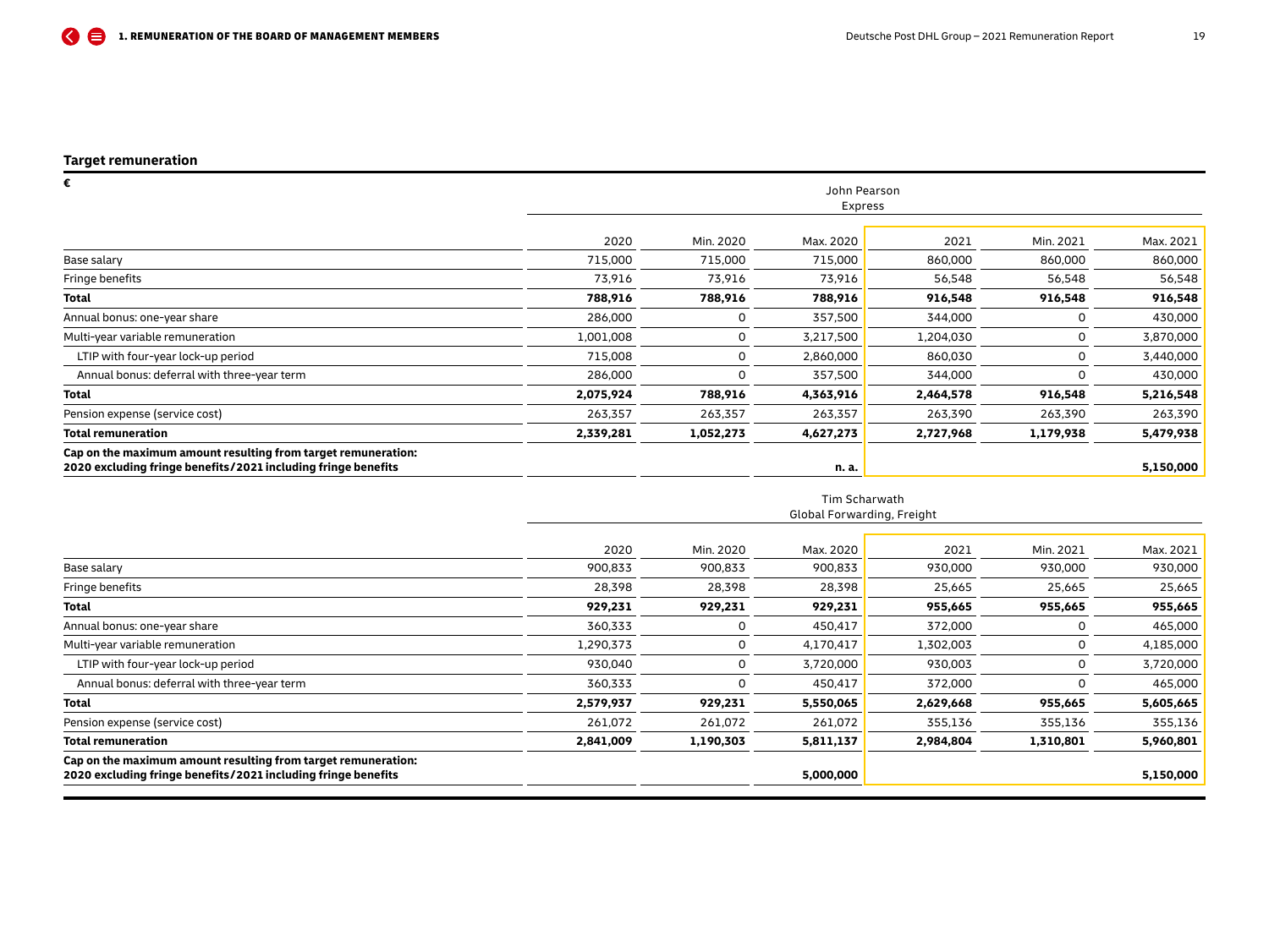### Target remuneration

€

| | John Pearson Express | | | | | |
|---|---|---|---|---|---|---|
| | 2020 | Min. 2020 | Max. 2020 | 2021 | Min. 2021 | Max. 2021 |
| Base salary | 715,000 | 715,000 | 715,000 | 860,000 | 860,000 | 860,000 |
| Fringe benefits | 73,916 | 73,916 | 73,916 | 56,548 | 56,548 | 56,548 |
| **Total** | **788,916** | **788,916** | **788,916** | **916,548** | **916,548** | **916,548** |
| Annual bonus: one-year share | 286,000 | 0 | 357,500 | 344,000 | 0 | 430,000 |
| Multi-year variable remuneration | 1,001,008 | 0 | 3,217,500 | 1,204,030 | 0 | 3,870,000 |
| LTIP with four-year lock-up period | 715,008 | 0 | 2,860,000 | 860,030 | 0 | 3,440,000 |
| Annual bonus: deferral with three-year term | 286,000 | 0 | 357,500 | 344,000 | 0 | 430,000 |
| **Total** | **2,075,924** | **788,916** | **4,363,916** | **2,464,578** | **916,548** | **5,216,548** |
| Pension expense (service cost) | 263,357 | 263,357 | 263,357 | 263,390 | 263,390 | 263,390 |
| **Total remuneration** | **2,339,281** | **1,052,273** | **4,627,273** | **2,727,968** | **1,179,938** | **5,479,938** |
| **Cap on the maximum amount resulting from target remuneration: 2020 excluding fringe benefits/2021 including fringe benefits** | | | **n. a.** | | | **5,150,000** |

| | Tim Scharwath Global Forwarding, Freight | | | | | |
|---|---|---|---|---|---|---|
| | 2020 | Min. 2020 | Max. 2020 | 2021 | Min. 2021 | Max. 2021 |
| Base salary | 900,833 | 900,833 | 900,833 | 930,000 | 930,000 | 930,000 |
| Fringe benefits | 28,398 | 28,398 | 28,398 | 25,665 | 25,665 | 25,665 |
| **Total** | **929,231** | **929,231** | **929,231** | **955,665** | **955,665** | **955,665** |
| Annual bonus: one-year share | 360,333 | 0 | 450,417 | 372,000 | 0 | 465,000 |
| Multi-year variable remuneration | 1,290,373 | 0 | 4,170,417 | 1,302,003 | 0 | 4,185,000 |
| LTIP with four-year lock-up period | 930,040 | 0 | 3,720,000 | 930,003 | 0 | 3,720,000 |
| Annual bonus: deferral with three-year term | 360,333 | 0 | 450,417 | 372,000 | 0 | 465,000 |
| **Total** | **2,579,937** | **929,231** | **5,550,065** | **2,629,668** | **955,665** | **5,605,665** |
| Pension expense (service cost) | 261,072 | 261,072 | 261,072 | 355,136 | 355,136 | 355,136 |
| **Total remuneration** | **2,841,009** | **1,190,303** | **5,811,137** | **2,984,804** | **1,310,801** | **5,960,801** |
| **Cap on the maximum amount resulting from target remuneration: 2020 excluding fringe benefits/2021 including fringe benefits** | | | **5,000,000** | | | **5,150,000** |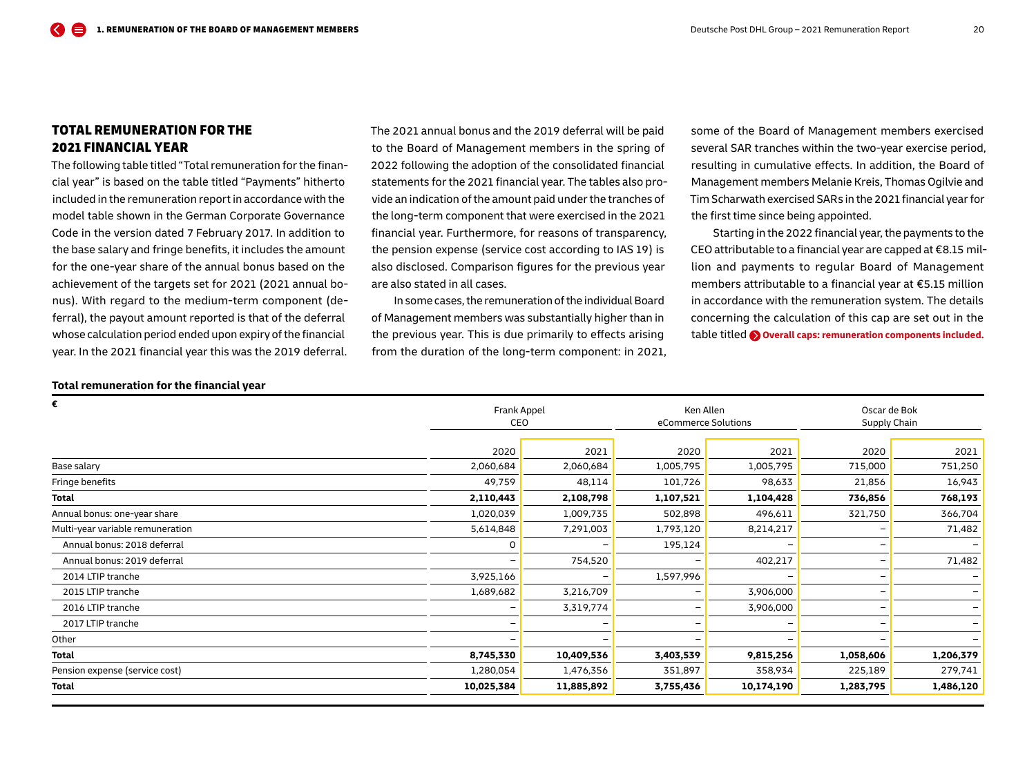## TOTAL REMUNERATION FOR THE 2021 FINANCIAL YEAR

The following table titled "Total remuneration for the financial year" is based on the table titled "Payments" hitherto included in the remuneration report in accordance with the model table shown in the German Corporate Governance Code in the version dated 7 February 2017. In addition to the base salary and fringe benefits, it includes the amount for the one-year share of the annual bonus based on the achievement of the targets set for 2021 (2021 annual bonus). With regard to the medium-term component (deferral), the payout amount reported is that of the deferral whose calculation period ended upon expiry of the financial year. In the 2021 financial year this was the 2019 deferral. The 2021 annual bonus and the 2019 deferral will be paid to the Board of Management members in the spring of 2022 following the adoption of the consolidated financial statements for the 2021 financial year. The tables also provide an indication of the amount paid under the tranches of the long-term component that were exercised in the 2021 financial year. Furthermore, for reasons of transparency, the pension expense (service cost according to IAS 19) is also disclosed. Comparison figures for the previous year are also stated in all cases.

In some cases, the remuneration of the individual Board of Management members was substantially higher than in the previous year. This is due primarily to effects arising from the duration of the long-term component: in 2021, some of the Board of Management members exercised several SAR tranches within the two-year exercise period, resulting in cumulative effects. In addition, the Board of Management members Melanie Kreis, Thomas Ogilvie and Tim Scharwath exercised SARs in the 2021 financial year for the first time since being appointed.

Starting in the 2022 financial year, the payments to the CEO attributable to a financial year are capped at €8.15 million and payments to regular Board of Management members attributable to a financial year at €5.15 million in accordance with the remuneration system. The details concerning the calculation of this cap are set out in the table titled **Overall caps: remuneration components included.**

**Total remuneration for the financial year**

| € | Frank Appel CEO | | Ken Allen eCommerce Solutions | | Oscar de Bok Supply Chain | |
|---|---|---|---|---|---|---|
| | 2020 | 2021 | 2020 | 2021 | 2020 | 2021 |
| Base salary | 2,060,684 | 2,060,684 | 1,005,795 | 1,005,795 | 715,000 | 751,250 |
| Fringe benefits | 49,759 | 48,114 | 101,726 | 98,633 | 21,856 | 16,943 |
| **Total** | **2,110,443** | **2,108,798** | **1,107,521** | **1,104,428** | **736,856** | **768,193** |
| Annual bonus: one-year share | 1,020,039 | 1,009,735 | 502,898 | 496,611 | 321,750 | 366,704 |
| Multi-year variable remuneration | 5,614,848 | 7,291,003 | 1,793,120 | 8,214,217 | – | 71,482 |
| Annual bonus: 2018 deferral | 0 | – | 195,124 | – | – | – |
| Annual bonus: 2019 deferral | – | 754,520 | – | 402,217 | – | 71,482 |
| 2014 LTIP tranche | 3,925,166 | – | 1,597,996 | – | – | – |
| 2015 LTIP tranche | 1,689,682 | 3,216,709 | – | 3,906,000 | – | – |
| 2016 LTIP tranche | – | 3,319,774 | – | 3,906,000 | – | – |
| 2017 LTIP tranche | – | – | – | – | – | – |
| Other | – | – | – | – | – | – |
| **Total** | **8,745,330** | **10,409,536** | **3,403,539** | **9,815,256** | **1,058,606** | **1,206,379** |
| Pension expense (service cost) | 1,280,054 | 1,476,356 | 351,897 | 358,934 | 225,189 | 279,741 |
| **Total** | **10,025,384** | **11,885,892** | **3,755,436** | **10,174,190** | **1,283,795** | **1,486,120** |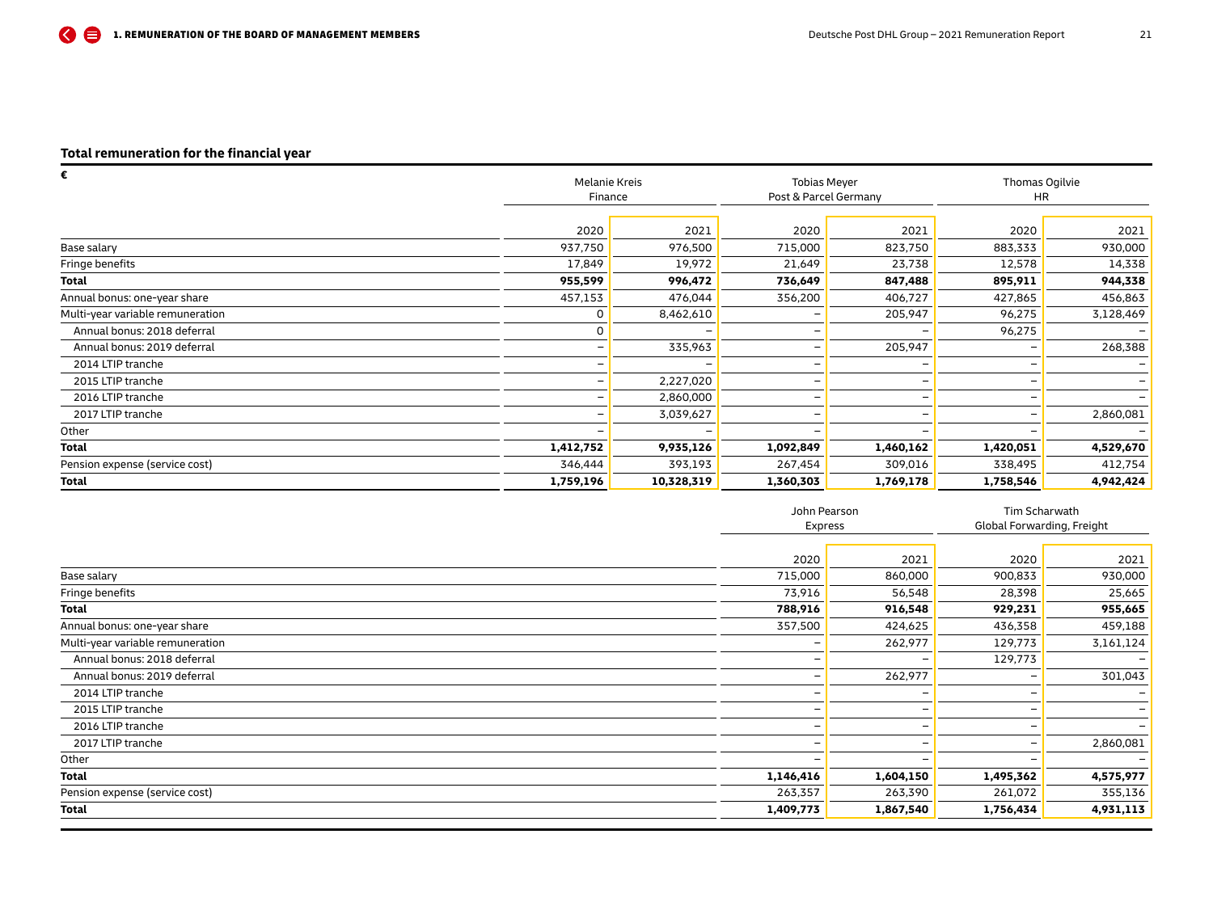### Total remuneration for the financial year

| € | Melanie Kreis Finance | | Tobias Meyer Post & Parcel Germany | | Thomas Ogilvie HR | |
|---|---|---|---|---|---|---|
| | 2020 | 2021 | 2020 | 2021 | 2020 | 2021 |
| Base salary | 937,750 | 976,500 | 715,000 | 823,750 | 883,333 | 930,000 |
| Fringe benefits | 17,849 | 19,972 | 21,649 | 23,738 | 12,578 | 14,338 |
| **Total** | **955,599** | **996,472** | **736,649** | **847,488** | **895,911** | **944,338** |
| Annual bonus: one-year share | 457,153 | 476,044 | 356,200 | 406,727 | 427,865 | 456,863 |
| Multi-year variable remuneration | 0 | 8,462,610 | – | 205,947 | 96,275 | 3,128,469 |
| Annual bonus: 2018 deferral | 0 | – | – | – | 96,275 | – |
| Annual bonus: 2019 deferral | – | 335,963 | – | 205,947 | – | 268,388 |
| 2014 LTIP tranche | – | – | – | – | – | – |
| 2015 LTIP tranche | – | 2,227,020 | – | – | – | – |
| 2016 LTIP tranche | – | 2,860,000 | – | – | – | – |
| 2017 LTIP tranche | – | 3,039,627 | – | – | – | 2,860,081 |
| Other | – | – | – | – | – | – |
| **Total** | **1,412,752** | **9,935,126** | **1,092,849** | **1,460,162** | **1,420,051** | **4,529,670** |
| Pension expense (service cost) | 346,444 | 393,193 | 267,454 | 309,016 | 338,495 | 412,754 |
| **Total** | **1,759,196** | **10,328,319** | **1,360,303** | **1,769,178** | **1,758,546** | **4,942,424** |

| € | John Pearson Express | | Tim Scharwath Global Forwarding, Freight | |
|---|---|---|---|---|
| | 2020 | 2021 | 2020 | 2021 |
| Base salary | 715,000 | 860,000 | 900,833 | 930,000 |
| Fringe benefits | 73,916 | 56,548 | 28,398 | 25,665 |
| **Total** | **788,916** | **916,548** | **929,231** | **955,665** |
| Annual bonus: one-year share | 357,500 | 424,625 | 436,358 | 459,188 |
| Multi-year variable remuneration | – | 262,977 | 129,773 | 3,161,124 |
| Annual bonus: 2018 deferral | – | – | 129,773 | – |
| Annual bonus: 2019 deferral | – | 262,977 | – | 301,043 |
| 2014 LTIP tranche | – | – | – | – |
| 2015 LTIP tranche | – | – | – | – |
| 2016 LTIP tranche | – | – | – | – |
| 2017 LTIP tranche | – | – | – | 2,860,081 |
| Other | – | – | – | – |
| **Total** | **1,146,416** | **1,604,150** | **1,495,362** | **4,575,977** |
| Pension expense (service cost) | 263,357 | 263,390 | 261,072 | 355,136 |
| **Total** | **1,409,773** | **1,867,540** | **1,756,434** | **4,931,113** |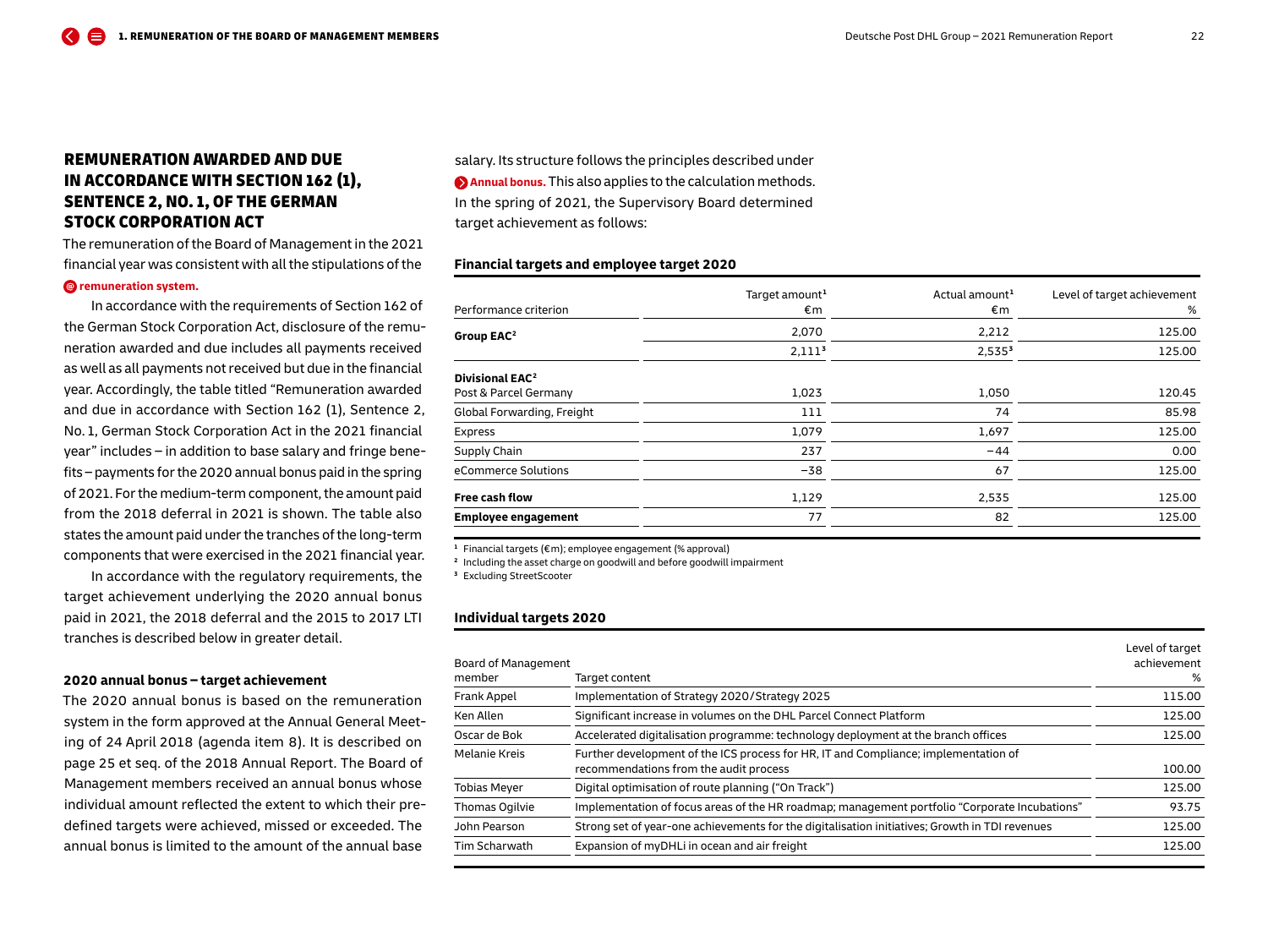## REMUNERATION AWARDED AND DUE IN ACCORDANCE WITH SECTION 162 (1), SENTENCE 2, NO. 1, OF THE GERMAN STOCK CORPORATION ACT

The remuneration of the Board of Management in the 2021 financial year was consistent with all the stipulations of the **remuneration system.**

In accordance with the requirements of Section 162 of the German Stock Corporation Act, disclosure of the remuneration awarded and due includes all payments received as well as all payments not received but due in the financial year. Accordingly, the table titled "Remuneration awarded and due in accordance with Section 162 (1), Sentence 2, No. 1, German Stock Corporation Act in the 2021 financial year" includes – in addition to base salary and fringe benefits – payments for the 2020 annual bonus paid in the spring of 2021. For the medium-term component, the amount paid from the 2018 deferral in 2021 is shown. The table also states the amount paid under the tranches of the long-term components that were exercised in the 2021 financial year.

In accordance with the regulatory requirements, the target achievement underlying the 2020 annual bonus paid in 2021, the 2018 deferral and the 2015 to 2017 LTI tranches is described below in greater detail.

#### 2020 annual bonus – target achievement

The 2020 annual bonus is based on the remuneration system in the form approved at the Annual General Meeting of 24 April 2018 (agenda item 8). It is described on page 25 et seq. of the 2018 Annual Report. The Board of Management members received an annual bonus whose individual amount reflected the extent to which their predefined targets were achieved, missed or exceeded. The annual bonus is limited to the amount of the annual base salary. Its structure follows the principles described under **Annual bonus.** This also applies to the calculation methods. In the spring of 2021, the Supervisory Board determined target achievement as follows:

#### Financial targets and employee target 2020

| Performance criterion | Target amount[1] €m | Actual amount[1] €m | Level of target achievement % |
|---|---|---|---|
| **Group EAC**[2] | 2,070 | 2,212 | 125.00 |
| | 2,111[3] | 2,535[3] | 125.00 |
| **Divisional EAC**[2] | | | |
| Post & Parcel Germany | 1,023 | 1,050 | 120.45 |
| Global Forwarding, Freight | 111 | 74 | 85.98 |
| Express | 1,079 | 1,697 | 125.00 |
| Supply Chain | 237 | −44 | 0.00 |
| eCommerce Solutions | −38 | 67 | 125.00 |
| **Free cash flow** | 1,129 | 2,535 | 125.00 |
| **Employee engagement** | 77 | 82 | 125.00 |

[1] Financial targets (€m); employee engagement (% approval)
[2] Including the asset charge on goodwill and before goodwill impairment
[3] Excluding StreetScooter

#### Individual targets 2020

| Board of Management member | Target content | Level of target achievement % |
|---|---|---|
| Frank Appel | Implementation of Strategy 2020/Strategy 2025 | 115.00 |
| Ken Allen | Significant increase in volumes on the DHL Parcel Connect Platform | 125.00 |
| Oscar de Bok | Accelerated digitalisation programme: technology deployment at the branch offices | 125.00 |
| Melanie Kreis | Further development of the ICS process for HR, IT and Compliance; implementation of recommendations from the audit process | 100.00 |
| Tobias Meyer | Digital optimisation of route planning ("On Track") | 125.00 |
| Thomas Ogilvie | Implementation of focus areas of the HR roadmap; management portfolio "Corporate Incubations" | 93.75 |
| John Pearson | Strong set of year-one achievements for the digitalisation initiatives; Growth in TDI revenues | 125.00 |
| Tim Scharwath | Expansion of myDHLi in ocean and air freight | 125.00 |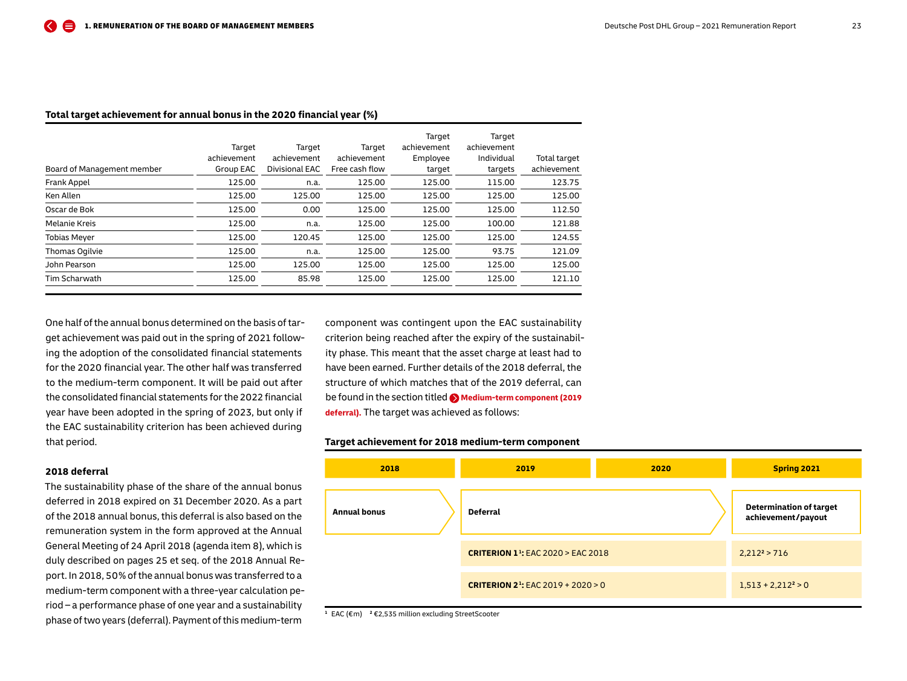**Total target achievement for annual bonus in the 2020 financial year (%)**

| Board of Management member | Target achievement Group EAC | Target achievement Divisional EAC | Target achievement Free cash flow | Target achievement Employee target | Target achievement Individual targets | Total target achievement |
|---|---|---|---|---|---|---|
| Frank Appel | 125.00 | n.a. | 125.00 | 125.00 | 115.00 | 123.75 |
| Ken Allen | 125.00 | 125.00 | 125.00 | 125.00 | 125.00 | 125.00 |
| Oscar de Bok | 125.00 | 0.00 | 125.00 | 125.00 | 125.00 | 112.50 |
| Melanie Kreis | 125.00 | n.a. | 125.00 | 125.00 | 100.00 | 121.88 |
| Tobias Meyer | 125.00 | 120.45 | 125.00 | 125.00 | 125.00 | 124.55 |
| Thomas Ogilvie | 125.00 | n.a. | 125.00 | 125.00 | 93.75 | 121.09 |
| John Pearson | 125.00 | 125.00 | 125.00 | 125.00 | 125.00 | 125.00 |
| Tim Scharwath | 125.00 | 85.98 | 125.00 | 125.00 | 125.00 | 121.10 |

One half of the annual bonus determined on the basis of target achievement was paid out in the spring of 2021 following the adoption of the consolidated financial statements for the 2020 financial year. The other half was transferred to the medium-term component. It will be paid out after the consolidated financial statements for the 2022 financial year have been adopted in the spring of 2023, but only if the EAC sustainability criterion has been achieved during that period.

#### 2018 deferral

The sustainability phase of the share of the annual bonus deferred in 2018 expired on 31 December 2020. As a part of the 2018 annual bonus, this deferral is also based on the remuneration system in the form approved at the Annual General Meeting of 24 April 2018 (agenda item 8), which is duly described on pages 25 et seq. of the 2018 Annual Report. In 2018, 50% of the annual bonus was transferred to a medium-term component with a three-year calculation period – a performance phase of one year and a sustainability phase of two years (deferral). Payment of this medium-term component was contingent upon the EAC sustainability criterion being reached after the expiry of the sustainability phase. This meant that the asset charge at least had to have been earned. Further details of the 2018 deferral, the structure of which matches that of the 2019 deferral, can be found in the section titled **Medium-term component (2019 deferral).** The target was achieved as follows:

**Target achievement for 2018 medium-term component**

| 2018 | 2019 | 2020 | Spring 2021 |
|---|---|---|---|
| **Annual bonus** | **Deferral** | | **Determination of target achievement/payout** |
| | **CRITERION 1**[1]: EAC 2020 > EAC 2018 | | 2,212[2] > 716 |
| | **CRITERION 2**[1]: EAC 2019 + 2020 > 0 | | 1,513 + 2,212[2] > 0 |

[1] EAC (€m) [2] €2,535 million excluding StreetScooter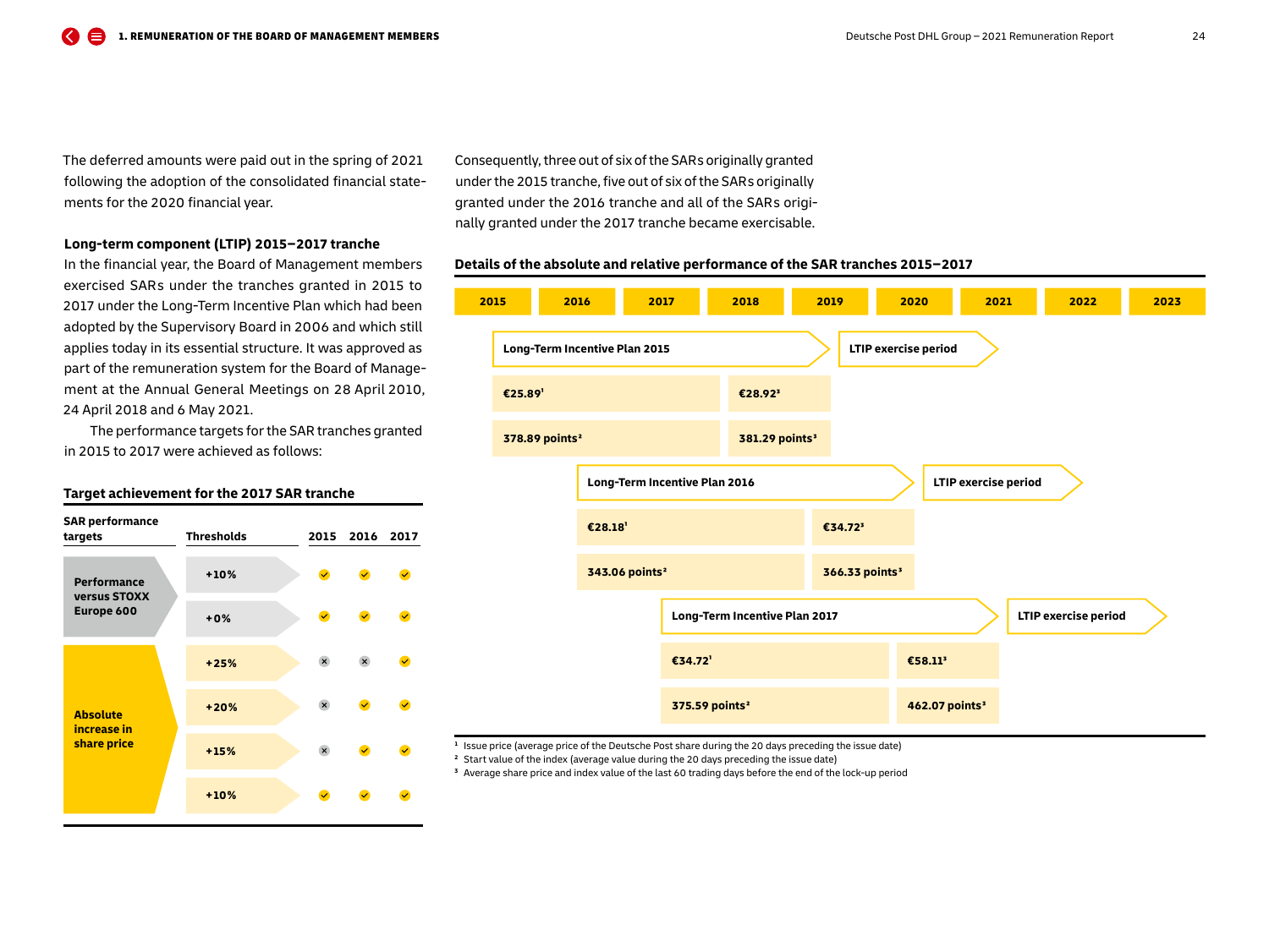The deferred amounts were paid out in the spring of 2021 following the adoption of the consolidated financial statements for the 2020 financial year.

**Long-term component (LTIP) 2015–2017 tranche**

In the financial year, the Board of Management members exercised SARs under the tranches granted in 2015 to 2017 under the Long-Term Incentive Plan which had been adopted by the Supervisory Board in 2006 and which still applies today in its essential structure. It was approved as part of the remuneration system for the Board of Management at the Annual General Meetings on 28 April 2010, 24 April 2018 and 6 May 2021.

The performance targets for the SAR tranches granted in 2015 to 2017 were achieved as follows:

**Target achievement for the 2017 SAR tranche**

| SAR performance targets | Thresholds | 2015 | 2016 | 2017 |
|---|---|---|---|---|
| Performance versus STOXX Europe 600 | +10% | ✓ | ✓ | ✓ |
| | +0% | ✓ | ✓ | ✓ |
| Absolute increase in share price | +25% | ✗ | ✗ | ✓ |
| | +20% | ✗ | ✓ | ✓ |
| | +15% | ✗ | ✓ | ✓ |
| | +10% | ✓ | ✓ | ✓ |

Consequently, three out of six of the SARs originally granted under the 2015 tranche, five out of six of the SARs originally granted under the 2016 tranche and all of the SARs originally granted under the 2017 tranche became exercisable.

**Details of the absolute and relative performance of the SAR tranches 2015–2017**

| Tranche | Lock-up period | Issue price[1] | Start value of index[2] | Average share price / index value at end of lock-up period[3] | LTIP exercise period |
|---|---|---|---|---|---|
| Long-Term Incentive Plan 2015 | 2015–2019 | €25.89 | 378.89 points | €28.92 / 381.29 points | 2019–2021 |
| Long-Term Incentive Plan 2016 | 2016–2020 | €28.18 | 343.06 points | €34.72 / 366.33 points | 2020–2022 |
| Long-Term Incentive Plan 2017 | 2017–2021 | €34.72 | 375.59 points | €58.11 / 462.07 points | 2021–2023 |

[1] Issue price (average price of the Deutsche Post share during the 20 days preceding the issue date)

[2] Start value of the index (average value during the 20 days preceding the issue date)

[3] Average share price and index value of the last 60 trading days before the end of the lock-up period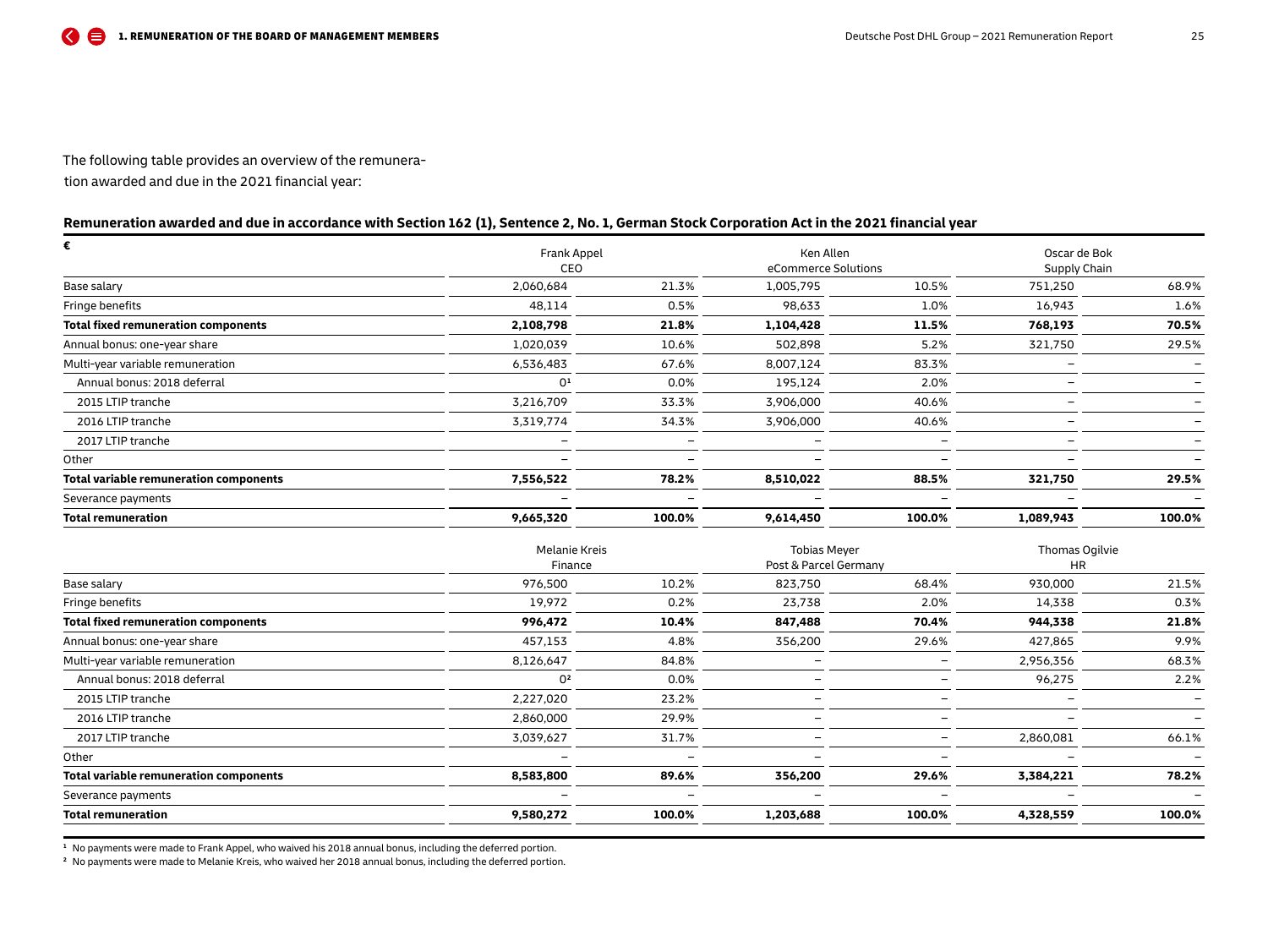The following table provides an overview of the remuneration awarded and due in the 2021 financial year:

**Remuneration awarded and due in accordance with Section 162 (1), Sentence 2, No. 1, German Stock Corporation Act in the 2021 financial year**

| € | Frank Appel CEO | | Ken Allen eCommerce Solutions | | Oscar de Bok Supply Chain | |
|---|---|---|---|---|---|---|
| Base salary | 2,060,684 | 21.3% | 1,005,795 | 10.5% | 751,250 | 68.9% |
| Fringe benefits | 48,114 | 0.5% | 98,633 | 1.0% | 16,943 | 1.6% |
| **Total fixed remuneration components** | **2,108,798** | **21.8%** | **1,104,428** | **11.5%** | **768,193** | **70.5%** |
| Annual bonus: one-year share | 1,020,039 | 10.6% | 502,898 | 5.2% | 321,750 | 29.5% |
| Multi-year variable remuneration | 6,536,483 | 67.6% | 8,007,124 | 83.3% | – | – |
| Annual bonus: 2018 deferral | 0[1] | 0.0% | 195,124 | 2.0% | – | – |
| 2015 LTIP tranche | 3,216,709 | 33.3% | 3,906,000 | 40.6% | – | – |
| 2016 LTIP tranche | 3,319,774 | 34.3% | 3,906,000 | 40.6% | – | – |
| 2017 LTIP tranche | – | – | – | – | – | – |
| Other | – | – | – | – | – | – |
| **Total variable remuneration components** | **7,556,522** | **78.2%** | **8,510,022** | **88.5%** | **321,750** | **29.5%** |
| Severance payments | – | – | – | – | – | – |
| **Total remuneration** | **9,665,320** | **100.0%** | **9,614,450** | **100.0%** | **1,089,943** | **100.0%** |
| | **Melanie Kreis Finance** | | **Tobias Meyer Post & Parcel Germany** | | **Thomas Ogilvie HR** | |
| Base salary | 976,500 | 10.2% | 823,750 | 68.4% | 930,000 | 21.5% |
| Fringe benefits | 19,972 | 0.2% | 23,738 | 2.0% | 14,338 | 0.3% |
| **Total fixed remuneration components** | **996,472** | **10.4%** | **847,488** | **70.4%** | **944,338** | **21.8%** |
| Annual bonus: one-year share | 457,153 | 4.8% | 356,200 | 29.6% | 427,865 | 9.9% |
| Multi-year variable remuneration | 8,126,647 | 84.8% | – | – | 2,956,356 | 68.3% |
| Annual bonus: 2018 deferral | 0[2] | 0.0% | – | – | 96,275 | 2.2% |
| 2015 LTIP tranche | 2,227,020 | 23.2% | – | – | – | – |
| 2016 LTIP tranche | 2,860,000 | 29.9% | – | – | – | – |
| 2017 LTIP tranche | 3,039,627 | 31.7% | – | – | 2,860,081 | 66.1% |
| Other | – | – | – | – | – | – |
| **Total variable remuneration components** | **8,583,800** | **89.6%** | **356,200** | **29.6%** | **3,384,221** | **78.2%** |
| Severance payments | – | – | – | – | – | – |
| **Total remuneration** | **9,580,272** | **100.0%** | **1,203,688** | **100.0%** | **4,328,559** | **100.0%** |

[1] No payments were made to Frank Appel, who waived his 2018 annual bonus, including the deferred portion.
[2] No payments were made to Melanie Kreis, who waived her 2018 annual bonus, including the deferred portion.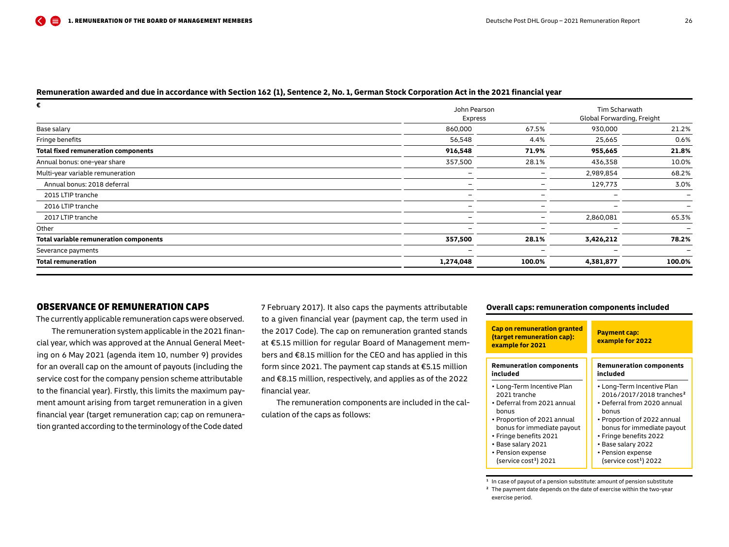**Remuneration awarded and due in accordance with Section 162 (1), Sentence 2, No. 1, German Stock Corporation Act in the 2021 financial year**

| € | John Pearson Express | | Tim Scharwath Global Forwarding, Freight | |
|---|---|---|---|---|
| Base salary | 860,000 | 67.5% | 930,000 | 21.2% |
| Fringe benefits | 56,548 | 4.4% | 25,665 | 0.6% |
| **Total fixed remuneration components** | **916,548** | **71.9%** | **955,665** | **21.8%** |
| Annual bonus: one-year share | 357,500 | 28.1% | 436,358 | 10.0% |
| Multi-year variable remuneration | – | – | 2,989,854 | 68.2% |
| Annual bonus: 2018 deferral | – | – | 129,773 | 3.0% |
| 2015 LTIP tranche | – | – | – | – |
| 2016 LTIP tranche | – | – | – | – |
| 2017 LTIP tranche | – | – | 2,860,081 | 65.3% |
| Other | – | – | – | – |
| **Total variable remuneration components** | **357,500** | **28.1%** | **3,426,212** | **78.2%** |
| Severance payments | – | – | – | – |
| **Total remuneration** | **1,274,048** | **100.0%** | **4,381,877** | **100.0%** |

## OBSERVANCE OF REMUNERATION CAPS

The currently applicable remuneration caps were observed.

The remuneration system applicable in the 2021 financial year, which was approved at the Annual General Meeting on 6 May 2021 (agenda item 10, number 9) provides for an overall cap on the amount of payouts (including the service cost for the company pension scheme attributable to the financial year). Firstly, this limits the maximum payment amount arising from target remuneration in a given financial year (target remuneration cap; cap on remuneration granted according to the terminology of the Code dated 7 February 2017). It also caps the payments attributable to a given financial year (payment cap, the term used in the 2017 Code). The cap on remuneration granted stands at €5.15 million for regular Board of Management members and €8.15 million for the CEO and has applied in this form since 2021. The payment cap stands at €5.15 million and €8.15 million, respectively, and applies as of the 2022 financial year.

The remuneration components are included in the calculation of the caps as follows:

**Overall caps: remuneration components included**

| Cap on remuneration granted (target remuneration cap): example for 2021 | Payment cap: example for 2022 |
|---|---|
| **Remuneration components included** | **Remuneration components included** |
| • Long-Term Incentive Plan 2021 tranche<br>• Deferral from 2021 annual bonus<br>• Proportion of 2021 annual bonus for immediate payout<br>• Fringe benefits 2021<br>• Base salary 2021<br>• Pension expense (service cost[1]) 2021 | • Long-Term Incentive Plan 2016/2017/2018 tranches[2]<br>• Deferral from 2020 annual bonus<br>• Proportion of 2022 annual bonus for immediate payout<br>• Fringe benefits 2022<br>• Base salary 2022<br>• Pension expense (service cost[1]) 2022 |

[1] In case of payout of a pension substitute: amount of pension substitute

[2] The payment date depends on the date of exercise within the two-year exercise period.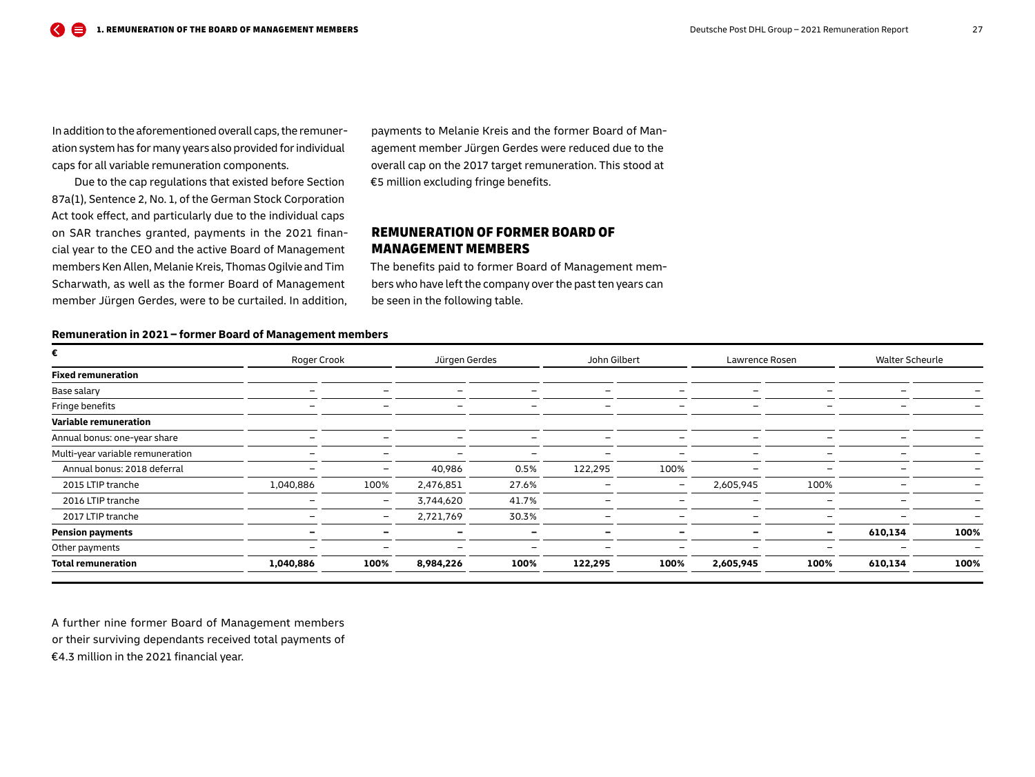In addition to the aforementioned overall caps, the remuneration system has for many years also provided for individual caps for all variable remuneration components.

Due to the cap regulations that existed before Section 87a(1), Sentence 2, No. 1, of the German Stock Corporation Act took effect, and particularly due to the individual caps on SAR tranches granted, payments in the 2021 financial year to the CEO and the active Board of Management members Ken Allen, Melanie Kreis, Thomas Ogilvie and Tim Scharwath, as well as the former Board of Management member Jürgen Gerdes, were to be curtailed. In addition, payments to Melanie Kreis and the former Board of Management member Jürgen Gerdes were reduced due to the overall cap on the 2017 target remuneration. This stood at €5 million excluding fringe benefits.

## REMUNERATION OF FORMER BOARD OF MANAGEMENT MEMBERS

The benefits paid to former Board of Management members who have left the company over the past ten years can be seen in the following table.

**Remuneration in 2021 – former Board of Management members**

| € | Roger Crook | | Jürgen Gerdes | | John Gilbert | | Lawrence Rosen | | Walter Scheurle | |
|---|---|---|---|---|---|---|---|---|---|---|
| **Fixed remuneration** | | | | | | | | | | |
| Base salary | – | – | – | – | – | – | – | – | – | – |
| Fringe benefits | – | – | – | – | – | – | – | – | – | – |
| **Variable remuneration** | | | | | | | | | | |
| Annual bonus: one-year share | – | – | – | – | – | – | – | – | – | – |
| Multi-year variable remuneration | – | – | – | – | – | – | – | – | – | – |
| Annual bonus: 2018 deferral | – | – | 40,986 | 0.5% | 122,295 | 100% | – | – | – | – |
| 2015 LTIP tranche | 1,040,886 | 100% | 2,476,851 | 27.6% | – | – | 2,605,945 | 100% | – | – |
| 2016 LTIP tranche | – | – | 3,744,620 | 41.7% | – | – | – | – | – | – |
| 2017 LTIP tranche | – | – | 2,721,769 | 30.3% | – | – | – | – | – | – |
| **Pension payments** | **–** | **–** | **–** | **–** | **–** | **–** | **–** | **–** | **610,134** | **100%** |
| Other payments | – | – | – | – | – | – | – | – | – | – |
| **Total remuneration** | **1,040,886** | **100%** | **8,984,226** | **100%** | **122,295** | **100%** | **2,605,945** | **100%** | **610,134** | **100%** |

A further nine former Board of Management members or their surviving dependants received total payments of €4.3 million in the 2021 financial year.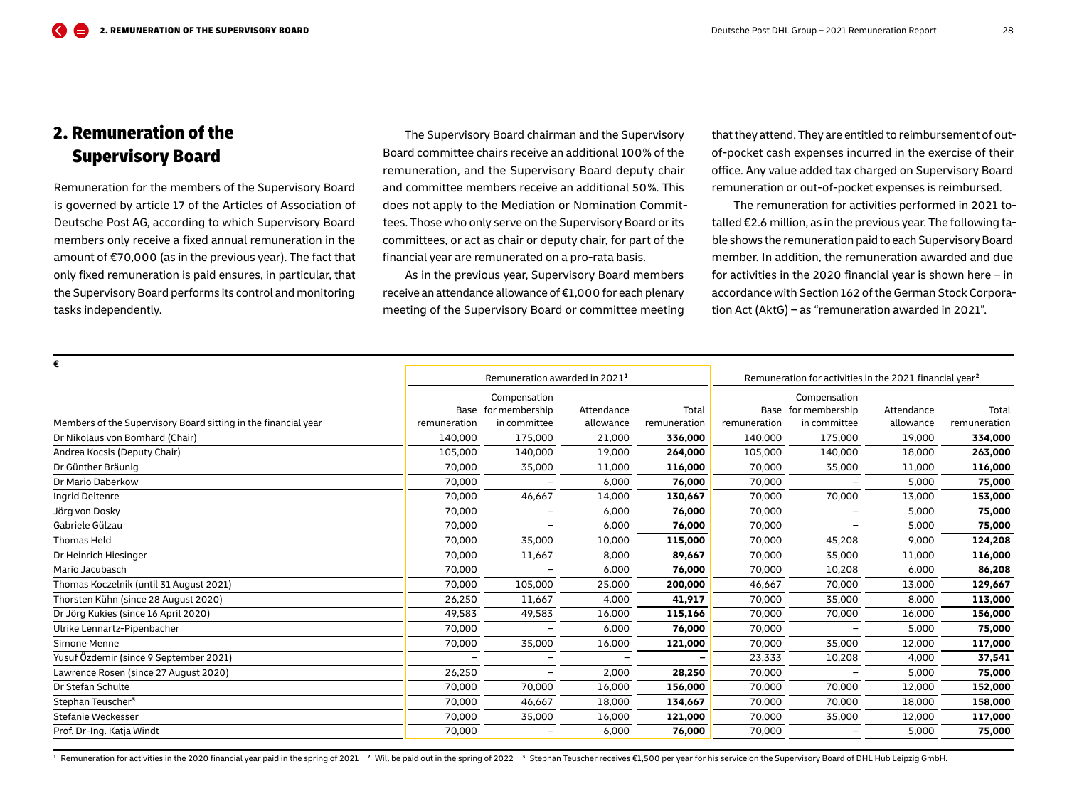## 2. Remuneration of the Supervisory Board

Remuneration for the members of the Supervisory Board is governed by article 17 of the Articles of Association of Deutsche Post AG, according to which Supervisory Board members only receive a fixed annual remuneration in the amount of €70,000 (as in the previous year). The fact that only fixed remuneration is paid ensures, in particular, that the Supervisory Board performs its control and monitoring tasks independently.

The Supervisory Board chairman and the Supervisory Board committee chairs receive an additional 100% of the remuneration, and the Supervisory Board deputy chair and committee members receive an additional 50%. This does not apply to the Mediation or Nomination Committees. Those who only serve on the Supervisory Board or its committees, or act as chair or deputy chair, for part of the financial year are remunerated on a pro-rata basis.

As in the previous year, Supervisory Board members receive an attendance allowance of €1,000 for each plenary meeting of the Supervisory Board or committee meeting that they attend. They are entitled to reimbursement of out-of-pocket cash expenses incurred in the exercise of their office. Any value added tax charged on Supervisory Board remuneration or out-of-pocket expenses is reimbursed.

The remuneration for activities performed in 2021 totalled €2.6 million, as in the previous year. The following table shows the remuneration paid to each Supervisory Board member. In addition, the remuneration awarded and due for activities in the 2020 financial year is shown here – in accordance with Section 162 of the German Stock Corporation Act (AktG) – as "remuneration awarded in 2021".

| € | Remuneration awarded in 2021[1] | | | | Remuneration for activities in the 2021 financial year[2] | | | |
|---|---|---|---|---|---|---|---|---|
| Members of the Supervisory Board sitting in the financial year | Base remuneration | Compensation for membership in committee | Attendance allowance | Total remuneration | Base remuneration | Compensation for membership in committee | Attendance allowance | Total remuneration |
| Dr Nikolaus von Bomhard (Chair) | 140,000 | 175,000 | 21,000 | **336,000** | 140,000 | 175,000 | 19,000 | **334,000** |
| Andrea Kocsis (Deputy Chair) | 105,000 | 140,000 | 19,000 | **264,000** | 105,000 | 140,000 | 18,000 | **263,000** |
| Dr Günther Bräunig | 70,000 | 35,000 | 11,000 | **116,000** | 70,000 | 35,000 | 11,000 | **116,000** |
| Dr Mario Daberkow | 70,000 | – | 6,000 | **76,000** | 70,000 | – | 5,000 | **75,000** |
| Ingrid Deltenre | 70,000 | 46,667 | 14,000 | **130,667** | 70,000 | 70,000 | 13,000 | **153,000** |
| Jörg von Dosky | 70,000 | – | 6,000 | **76,000** | 70,000 | – | 5,000 | **75,000** |
| Gabriele Gülzau | 70,000 | – | 6,000 | **76,000** | 70,000 | – | 5,000 | **75,000** |
| Thomas Held | 70,000 | 35,000 | 10,000 | **115,000** | 70,000 | 45,208 | 9,000 | **124,208** |
| Dr Heinrich Hiesinger | 70,000 | 11,667 | 8,000 | **89,667** | 70,000 | 35,000 | 11,000 | **116,000** |
| Mario Jacubasch | 70,000 | – | 6,000 | **76,000** | 70,000 | 10,208 | 6,000 | **86,208** |
| Thomas Koczelnik (until 31 August 2021) | 70,000 | 105,000 | 25,000 | **200,000** | 46,667 | 70,000 | 13,000 | **129,667** |
| Thorsten Kühn (since 28 August 2020) | 26,250 | 11,667 | 4,000 | **41,917** | 70,000 | 35,000 | 8,000 | **113,000** |
| Dr Jörg Kukies (since 16 April 2020) | 49,583 | 49,583 | 16,000 | **115,166** | 70,000 | 70,000 | 16,000 | **156,000** |
| Ulrike Lennartz-Pipenbacher | 70,000 | – | 6,000 | **76,000** | 70,000 | – | 5,000 | **75,000** |
| Simone Menne | 70,000 | 35,000 | 16,000 | **121,000** | 70,000 | 35,000 | 12,000 | **117,000** |
| Yusuf Özdemir (since 9 September 2021) | – | – | – | **–** | 23,333 | 10,208 | 4,000 | **37,541** |
| Lawrence Rosen (since 27 August 2020) | 26,250 | – | 2,000 | **28,250** | 70,000 | – | 5,000 | **75,000** |
| Dr Stefan Schulte | 70,000 | 70,000 | 16,000 | **156,000** | 70,000 | 70,000 | 12,000 | **152,000** |
| Stephan Teuscher[3] | 70,000 | 46,667 | 18,000 | **134,667** | 70,000 | 70,000 | 18,000 | **158,000** |
| Stefanie Weckesser | 70,000 | 35,000 | 16,000 | **121,000** | 70,000 | 35,000 | 12,000 | **117,000** |
| Prof. Dr-Ing. Katja Windt | 70,000 | – | 6,000 | **76,000** | 70,000 | – | 5,000 | **75,000** |

[1] Remuneration for activities in the 2020 financial year paid in the spring of 2021 [2] Will be paid out in the spring of 2022 [3] Stephan Teuscher receives €1,500 per year for his service on the Supervisory Board of DHL Hub Leipzig GmbH.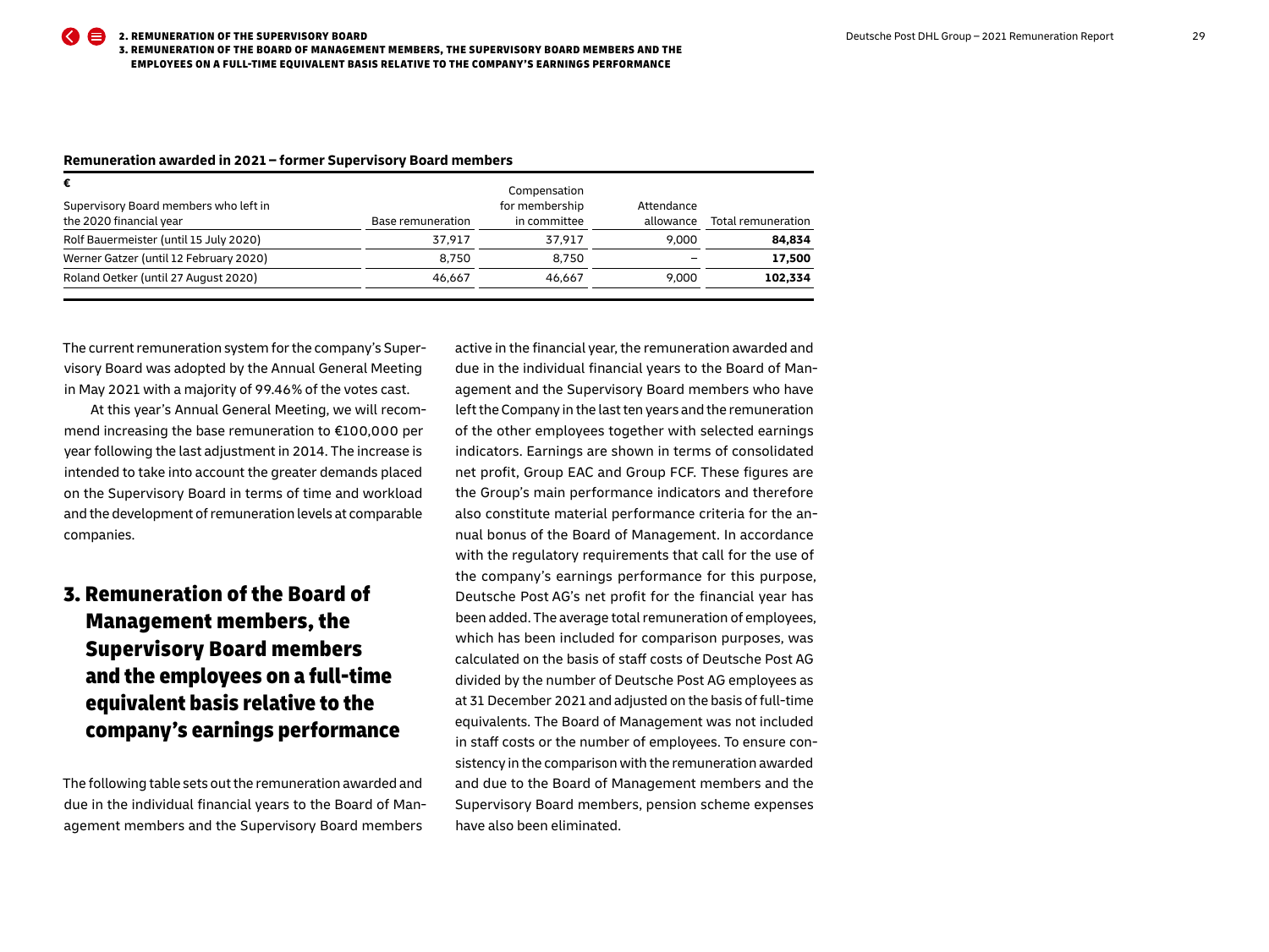**Remuneration awarded in 2021 – former Supervisory Board members**

| €<br>Supervisory Board members who left in the 2020 financial year | Base remuneration | Compensation for membership in committee | Attendance allowance | Total remuneration |
|---|---|---|---|---|
| Rolf Bauermeister (until 15 July 2020) | 37,917 | 37,917 | 9,000 | **84,834** |
| Werner Gatzer (until 12 February 2020) | 8,750 | 8,750 | – | **17,500** |
| Roland Oetker (until 27 August 2020) | 46,667 | 46,667 | 9,000 | **102,334** |

The current remuneration system for the company's Supervisory Board was adopted by the Annual General Meeting in May 2021 with a majority of 99.46% of the votes cast.

At this year's Annual General Meeting, we will recommend increasing the base remuneration to €100,000 per year following the last adjustment in 2014. The increase is intended to take into account the greater demands placed on the Supervisory Board in terms of time and workload and the development of remuneration levels at comparable companies.

# 3. Remuneration of the Board of Management members, the Supervisory Board members and the employees on a full-time equivalent basis relative to the company's earnings performance

The following table sets out the remuneration awarded and due in the individual financial years to the Board of Management members and the Supervisory Board members active in the financial year, the remuneration awarded and due in the individual financial years to the Board of Management and the Supervisory Board members who have left the Company in the last ten years and the remuneration of the other employees together with selected earnings indicators. Earnings are shown in terms of consolidated net profit, Group EAC and Group FCF. These figures are the Group's main performance indicators and therefore also constitute material performance criteria for the annual bonus of the Board of Management. In accordance with the regulatory requirements that call for the use of the company's earnings performance for this purpose, Deutsche Post AG's net profit for the financial year has been added. The average total remuneration of employees, which has been included for comparison purposes, was calculated on the basis of staff costs of Deutsche Post AG divided by the number of Deutsche Post AG employees as at 31 December 2021 and adjusted on the basis of full-time equivalents. The Board of Management was not included in staff costs or the number of employees. To ensure consistency in the comparison with the remuneration awarded and due to the Board of Management members and the Supervisory Board members, pension scheme expenses have also been eliminated.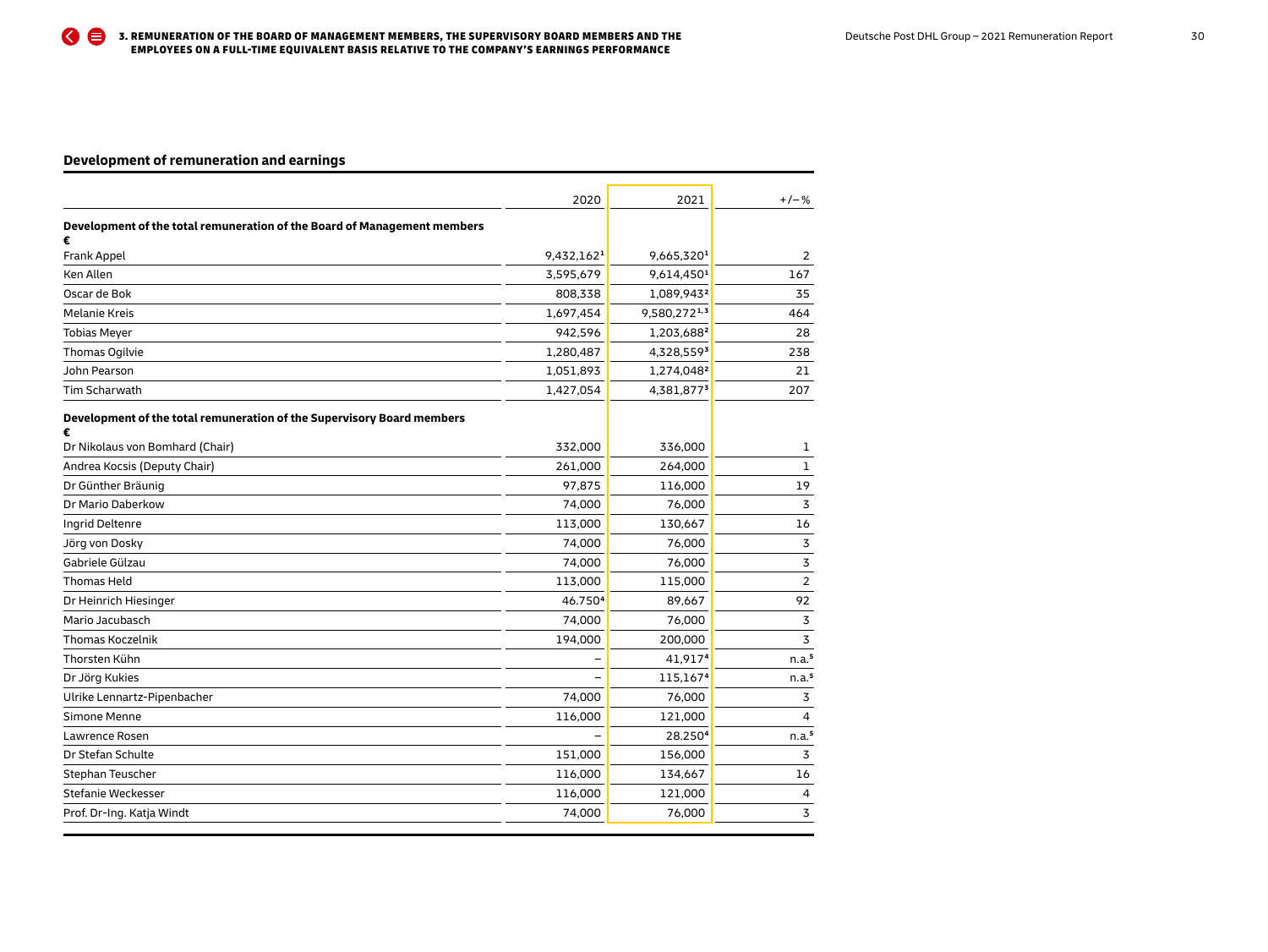## Development of remuneration and earnings

| | 2020 | 2021 | +/– % |
|---|---|---|---|
| **Development of the total remuneration of the Board of Management members €** | | | |
| Frank Appel | 9,432,162[1] | 9,665,320[1] | 2 |
| Ken Allen | 3,595,679 | 9,614,450[1] | 167 |
| Oscar de Bok | 808,338 | 1,089,943[2] | 35 |
| Melanie Kreis | 1,697,454 | 9,580,272[1,3] | 464 |
| Tobias Meyer | 942,596 | 1,203,688[2] | 28 |
| Thomas Ogilvie | 1,280,487 | 4,328,559[3] | 238 |
| John Pearson | 1,051,893 | 1,274,048[2] | 21 |
| Tim Scharwath | 1,427,054 | 4,381,877[3] | 207 |
| **Development of the total remuneration of the Supervisory Board members €** | | | |
| Dr Nikolaus von Bomhard (Chair) | 332,000 | 336,000 | 1 |
| Andrea Kocsis (Deputy Chair) | 261,000 | 264,000 | 1 |
| Dr Günther Bräunig | 97,875 | 116,000 | 19 |
| Dr Mario Daberkow | 74,000 | 76,000 | 3 |
| Ingrid Deltenre | 113,000 | 130,667 | 16 |
| Jörg von Dosky | 74,000 | 76,000 | 3 |
| Gabriele Gülzau | 74,000 | 76,000 | 3 |
| Thomas Held | 113,000 | 115,000 | 2 |
| Dr Heinrich Hiesinger | 46.750[4] | 89,667 | 92 |
| Mario Jacubasch | 74,000 | 76,000 | 3 |
| Thomas Koczelnik | 194,000 | 200,000 | 3 |
| Thorsten Kühn | – | 41,917[4] | n.a.[5] |
| Dr Jörg Kukies | – | 115,167[4] | n.a.[5] |
| Ulrike Lennartz-Pipenbacher | 74,000 | 76,000 | 3 |
| Simone Menne | 116,000 | 121,000 | 4 |
| Lawrence Rosen | – | 28.250[4] | n.a.[5] |
| Dr Stefan Schulte | 151,000 | 156,000 | 3 |
| Stephan Teuscher | 116,000 | 134,667 | 16 |
| Stefanie Weckesser | 116,000 | 121,000 | 4 |
| Prof. Dr-Ing. Katja Windt | 74,000 | 76,000 | 3 |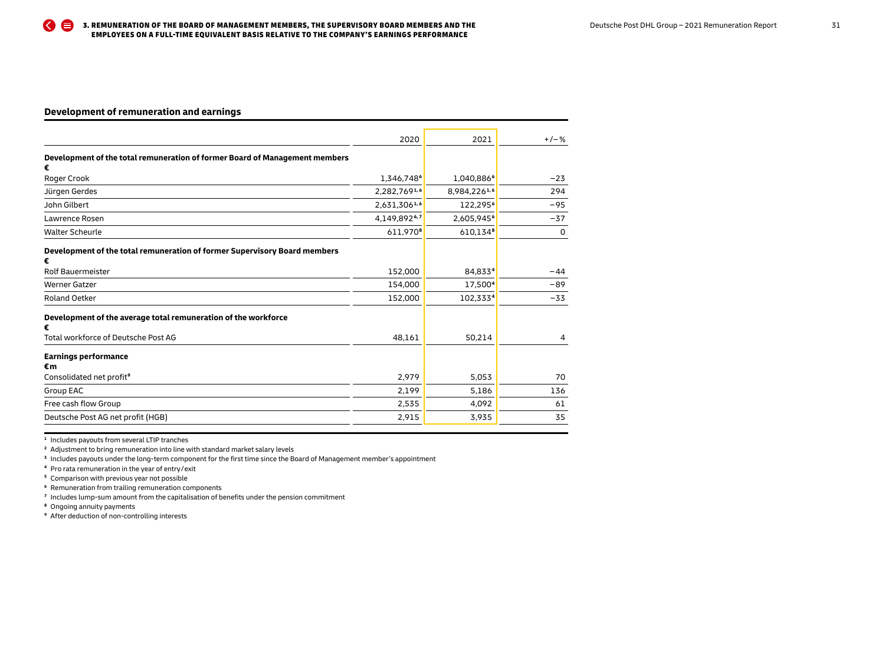## Development of remuneration and earnings

| | 2020 | 2021 | +/–% |
|---|---|---|---|
| **Development of the total remuneration of former Board of Management members** | | | |
| **€** | | | |
| Roger Crook | 1,346,748[6] | 1,040,886[6] | –23 |
| Jürgen Gerdes | 2,282,769[1,6] | 8,984,226[1,6] | 294 |
| John Gilbert | 2,631,306[1,6] | 122,295[6] | –95 |
| Lawrence Rosen | 4,149,892[6,7] | 2,605,945[6] | –37 |
| Walter Scheurle | 611,970[8] | 610,134[8] | 0 |
| **Development of the total remuneration of former Supervisory Board members** | | | |
| **€** | | | |
| Rolf Bauermeister | 152,000 | 84,833[4] | –44 |
| Werner Gatzer | 154,000 | 17,500[4] | –89 |
| Roland Oetker | 152,000 | 102,333[4] | –33 |
| **Development of the average total remuneration of the workforce** | | | |
| **€** | | | |
| Total workforce of Deutsche Post AG | 48,161 | 50,214 | 4 |
| **Earnings performance** | | | |
| **€m** | | | |
| Consolidated net profit[9] | 2,979 | 5,053 | 70 |
| Group EAC | 2,199 | 5,186 | 136 |
| Free cash flow Group | 2,535 | 4,092 | 61 |
| Deutsche Post AG net profit (HGB) | 2,915 | 3,935 | 35 |

[1] Includes payouts from several LTIP tranches
[2] Adjustment to bring remuneration into line with standard market salary levels
[3] Includes payouts under the long-term component for the first time since the Board of Management member's appointment
[4] Pro rata remuneration in the year of entry/exit
[5] Comparison with previous year not possible
[6] Remuneration from trailing remuneration components
[7] Includes lump-sum amount from the capitalisation of benefits under the pension commitment
[8] Ongoing annuity payments
[9] After deduction of non-controlling interests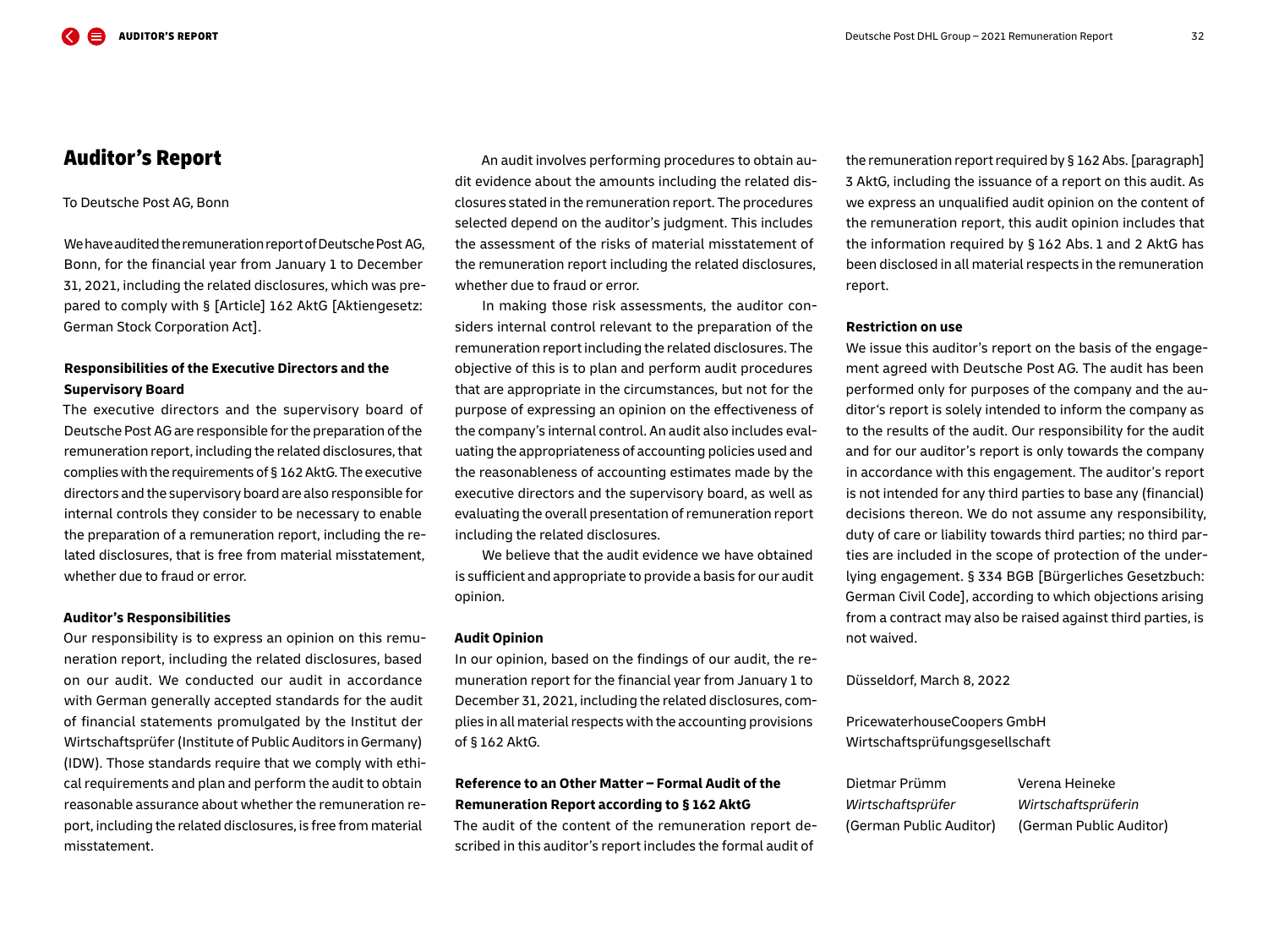# Auditor's Report

To Deutsche Post AG, Bonn

We have audited the remuneration report of Deutsche Post AG, Bonn, for the financial year from January 1 to December 31, 2021, including the related disclosures, which was prepared to comply with § [Article] 162 AktG [Aktiengesetz: German Stock Corporation Act].

### Responsibilities of the Executive Directors and the Supervisory Board

The executive directors and the supervisory board of Deutsche Post AG are responsible for the preparation of the remuneration report, including the related disclosures, that complies with the requirements of § 162 AktG. The executive directors and the supervisory board are also responsible for internal controls they consider to be necessary to enable the preparation of a remuneration report, including the related disclosures, that is free from material misstatement, whether due to fraud or error.

### Auditor's Responsibilities

Our responsibility is to express an opinion on this remuneration report, including the related disclosures, based on our audit. We conducted our audit in accordance with German generally accepted standards for the audit of financial statements promulgated by the Institut der Wirtschaftsprüfer (Institute of Public Auditors in Germany) (IDW). Those standards require that we comply with ethical requirements and plan and perform the audit to obtain reasonable assurance about whether the remuneration report, including the related disclosures, is free from material misstatement.

An audit involves performing procedures to obtain audit evidence about the amounts including the related disclosures stated in the remuneration report. The procedures selected depend on the auditor's judgment. This includes the assessment of the risks of material misstatement of the remuneration report including the related disclosures, whether due to fraud or error.

In making those risk assessments, the auditor considers internal control relevant to the preparation of the remuneration report including the related disclosures. The objective of this is to plan and perform audit procedures that are appropriate in the circumstances, but not for the purpose of expressing an opinion on the effectiveness of the company's internal control. An audit also includes evaluating the appropriateness of accounting policies used and the reasonableness of accounting estimates made by the executive directors and the supervisory board, as well as evaluating the overall presentation of remuneration report including the related disclosures.

We believe that the audit evidence we have obtained is sufficient and appropriate to provide a basis for our audit opinion.

### Audit Opinion

In our opinion, based on the findings of our audit, the remuneration report for the financial year from January 1 to December 31, 2021, including the related disclosures, complies in all material respects with the accounting provisions of § 162 AktG.

### Reference to an Other Matter – Formal Audit of the Remuneration Report according to § 162 AktG

The audit of the content of the remuneration report described in this auditor's report includes the formal audit of the remuneration report required by § 162 Abs. [paragraph] 3 AktG, including the issuance of a report on this audit. As we express an unqualified audit opinion on the content of the remuneration report, this audit opinion includes that the information required by § 162 Abs. 1 and 2 AktG has been disclosed in all material respects in the remuneration report.

### Restriction on use

We issue this auditor's report on the basis of the engagement agreed with Deutsche Post AG. The audit has been performed only for purposes of the company and the auditor's report is solely intended to inform the company as to the results of the audit. Our responsibility for the audit and for our auditor's report is only towards the company in accordance with this engagement. The auditor's report is not intended for any third parties to base any (financial) decisions thereon. We do not assume any responsibility, duty of care or liability towards third parties; no third parties are included in the scope of protection of the underlying engagement. § 334 BGB [Bürgerliches Gesetzbuch: German Civil Code], according to which objections arising from a contract may also be raised against third parties, is not waived.

Düsseldorf, March 8, 2022

PricewaterhouseCoopers GmbH
Wirtschaftsprüfungsgesellschaft

Dietmar Prümm
*Wirtschaftsprüfer*
(German Public Auditor)

Verena Heineke
*Wirtschaftsprüferin*
(German Public Auditor)